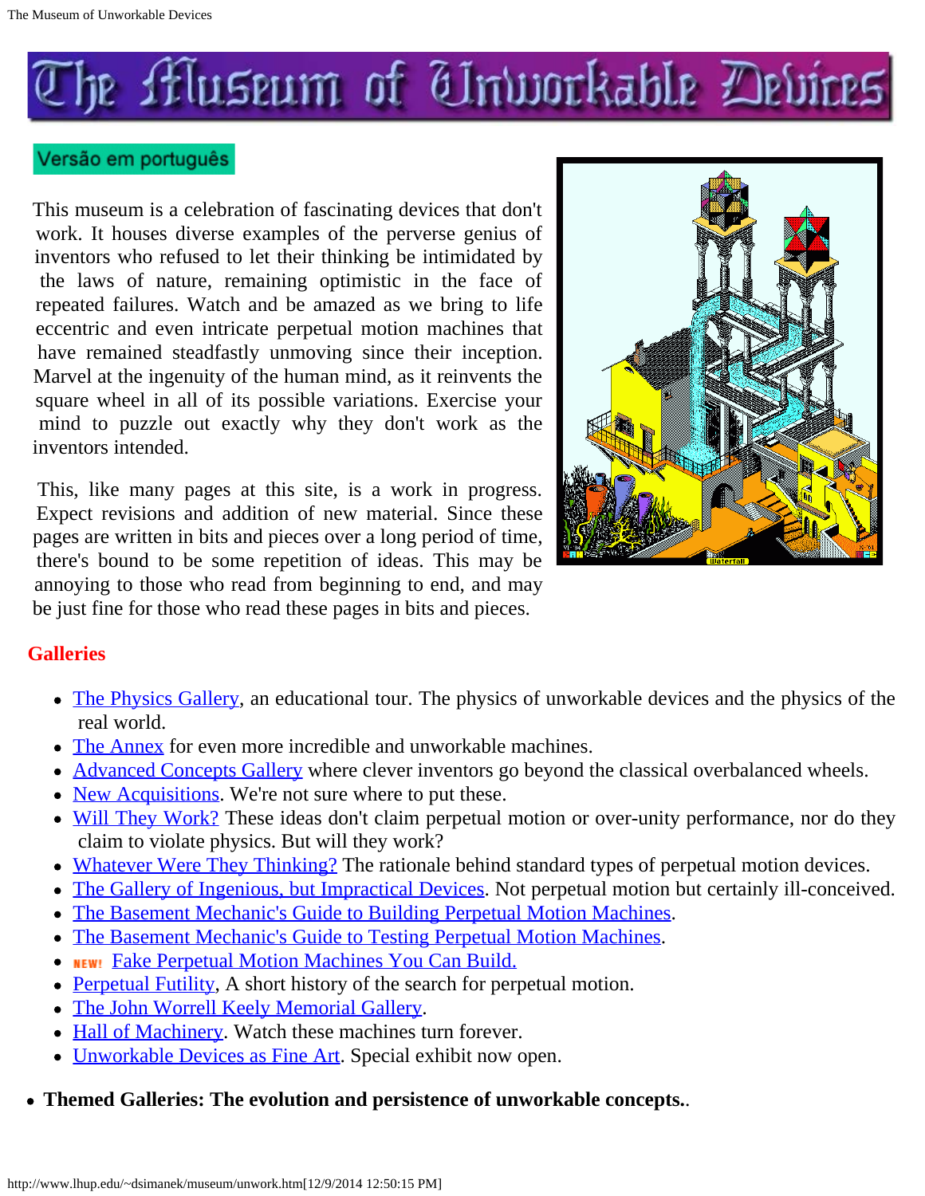# The Museum of Unworkable Devices

Versão em português

This museum is a celebration of fascinating devices that don't work. It houses diverse examples of the perverse genius of inventors who refused to let their thinking be intimidated by the laws of nature, remaining optimistic in the face of repeated failures. Watch and be amazed as we bring to life eccentric and even intricate perpetual motion machines that have remained steadfastly unmoving since their inception. Marvel at the ingenuity of the human mind, as it reinvents the square wheel in all of its possible variations. Exercise your mind to puzzle out exactly why they don't work as the inventors intended.

This, like many pages at this site, is a work in progress. Expect revisions and addition of new material. Since these pages are written in bits and pieces over a long period of time, there's bound to be some repetition of ideas. This may be annoying to those who read from beginning to end, and may be just fine for those who read these pages in bits and pieces.

## Galleries

- The Physics Gallery, an educational tour. The physics of unworkable devices and the physics of the real world.
- The Annex for even more incredible and unworkable machines.
- Advanced Concepts Gallery where clever inventors go beyond the classical overbalanced wheels.
- New Acquisitions. We're not sure where to put these.
- Will They Work? These ideas don't claim perpetual motion or over-unity performance, nor do they claim to violate physics. But will they work?
- Whatever Were They Thinking? The rationale behind standard types of perpetual motion devices.
- The Gallery of Ingenious, but Impractical Devices. Not perpetual motion but certainly ill-conceived.
- The Basement Mechanic's Guide to Building Perpetual Motion Machines.
- The Basement Mechanic's Guide to Testing Perpetual Motion Machines.
- NEW! Fake Perpetual Motion Machines You Can Build.
- Perpetual Futility, A short history of the search for perpetual motion.
- The John Worrell Keely Memorial Gallery.
- Hall of Machinery. Watch these machines turn forever.
- Unworkable Devices as Fine Art. Special exhibit now open.

- **Themed Galleries: The evolution and persistence of unworkable concepts.**.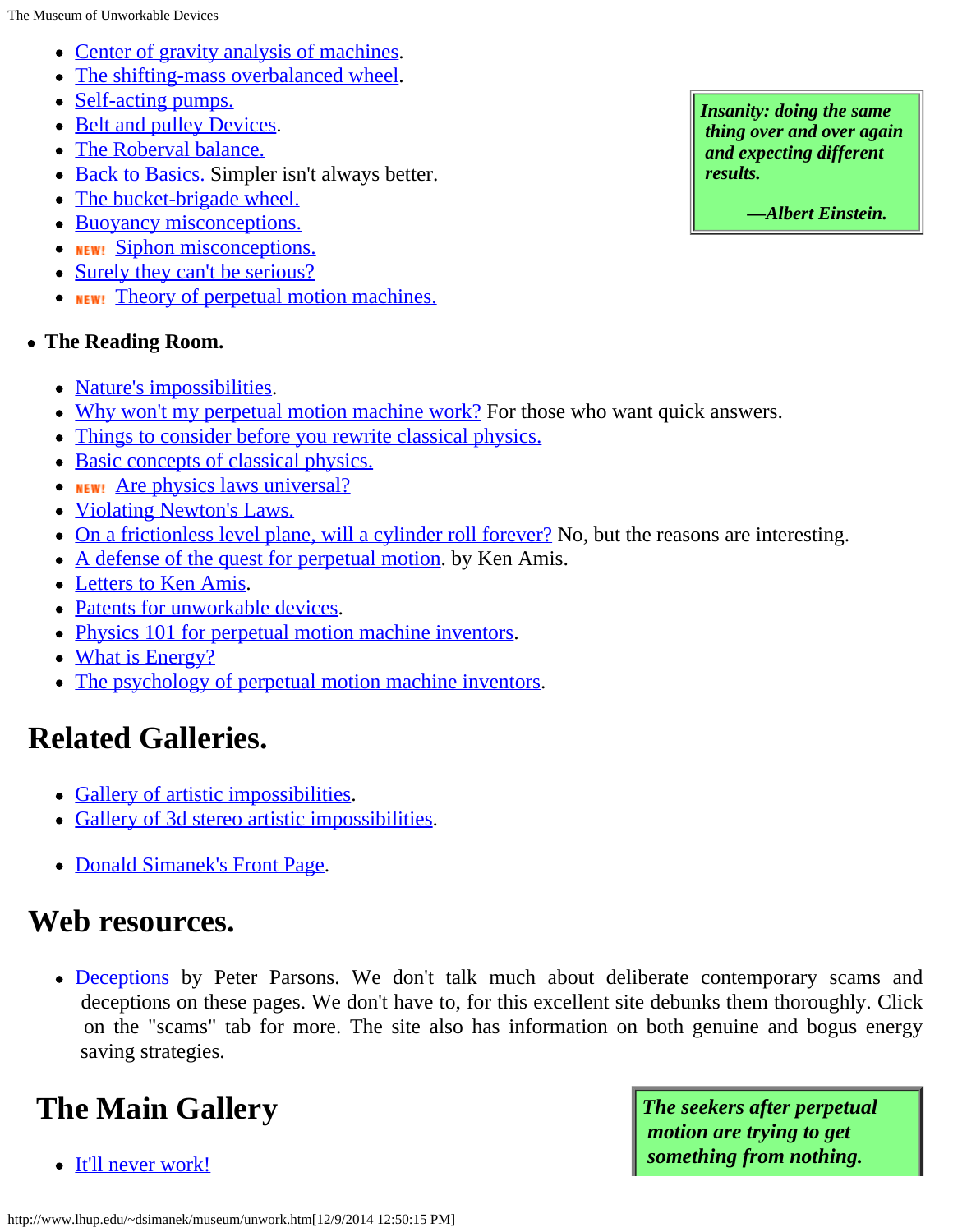- Center of gravity analysis of machines.
- The shifting-mass overbalanced wheel.
- Self-acting pumps.
- Belt and pulley Devices.
- The Roberval balance.
- Back to Basics. Simpler isn't always better.
- The bucket-brigade wheel.
- Buoyancy misconceptions.
- NEW! Siphon misconceptions.
- Surely they can't be serious?
- NEW! Theory of perpetual motion machines.

> ***Insanity: doing the same thing over and over again and expecting different results.***
>
> ***—Albert Einstein.***

- **The Reading Room.**
  - Nature's impossibilities.
  - Why won't my perpetual motion machine work? For those who want quick answers.
  - Things to consider before you rewrite classical physics.
  - Basic concepts of classical physics.
  - NEW! Are physics laws universal?
  - Violating Newton's Laws.
  - On a frictionless level plane, will a cylinder roll forever? No, but the reasons are interesting.
  - A defense of the quest for perpetual motion. by Ken Amis.
  - Letters to Ken Amis.
  - Patents for unworkable devices.
  - Physics 101 for perpetual motion machine inventors.
  - What is Energy?
  - The psychology of perpetual motion machine inventors.

## Related Galleries.

- Gallery of artistic impossibilities.
- Gallery of 3d stereo artistic impossibilities.

- Donald Simanek's Front Page.

## Web resources.

- Deceptions by Peter Parsons. We don't talk much about deliberate contemporary scams and deceptions on these pages. We don't have to, for this excellent site debunks them thoroughly. Click on the "scams" tab for more. The site also has information on both genuine and bogus energy saving strategies.

## The Main Gallery

> ***The seekers after perpetual motion are trying to get something from nothing.***

- It'll never work!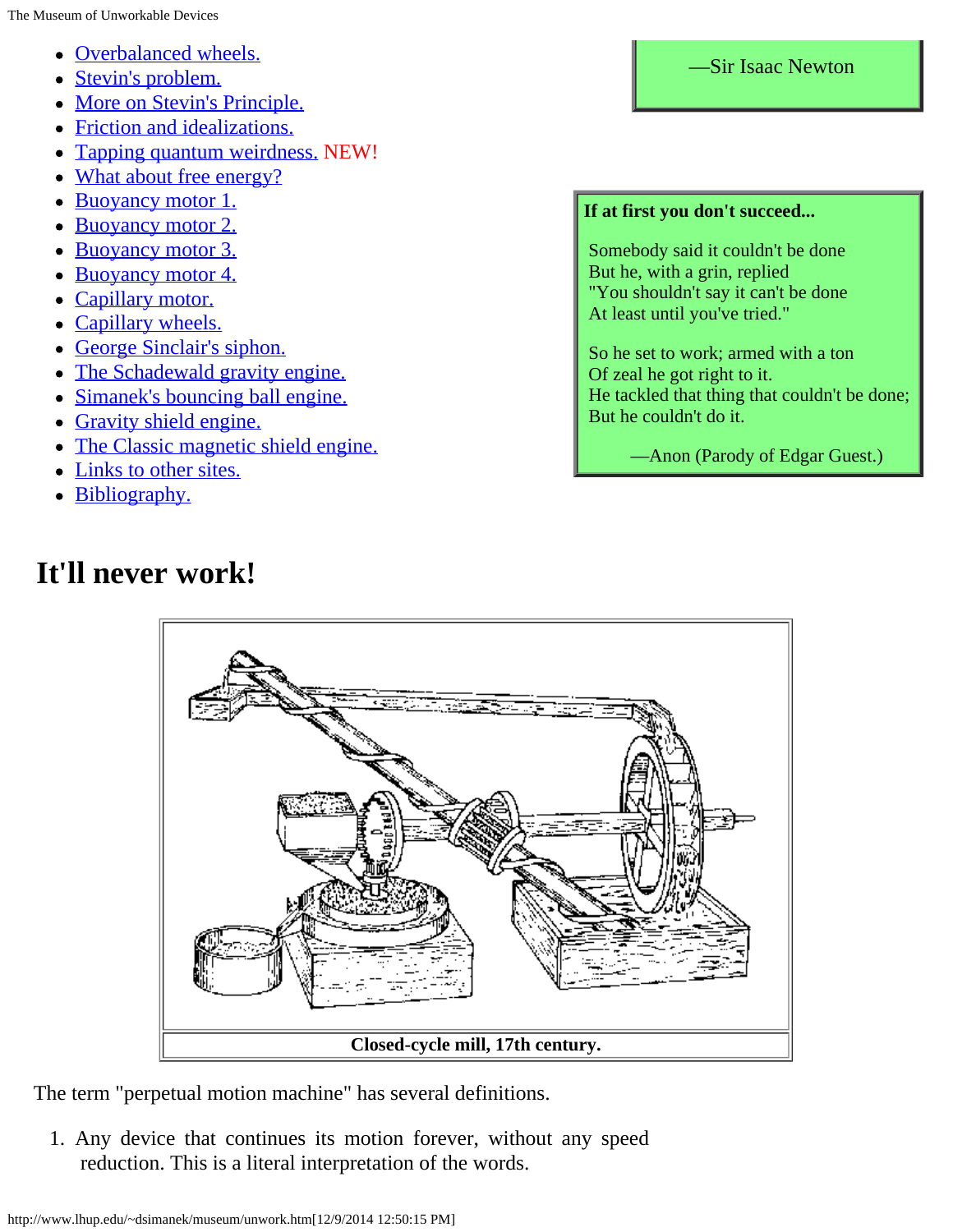- Overbalanced wheels.
- Stevin's problem.
- More on Stevin's Principle.
- Friction and idealizations.
- Tapping quantum weirdness. NEW!
- What about free energy?
- Buoyancy motor 1.
- Buoyancy motor 2.
- Buoyancy motor 3.
- Buoyancy motor 4.
- Capillary motor.
- Capillary wheels.
- George Sinclair's siphon.
- The Schadewald gravity engine.
- Simanek's bouncing ball engine.
- Gravity shield engine.
- The Classic magnetic shield engine.
- Links to other sites.
- Bibliography.

—Sir Isaac Newton

**If at first you don't succeed...**

Somebody said it couldn't be done
But he, with a grin, replied
"You shouldn't say it can't be done
At least until you've tried."

So he set to work; armed with a ton
Of zeal he got right to it.
He tackled that thing that couldn't be done;
But he couldn't do it.

—Anon (Parody of Edgar Guest.)

# It'll never work!

**Closed-cycle mill, 17th century.**

The term "perpetual motion machine" has several definitions.

1. Any device that continues its motion forever, without any speed reduction. This is a literal interpretation of the words.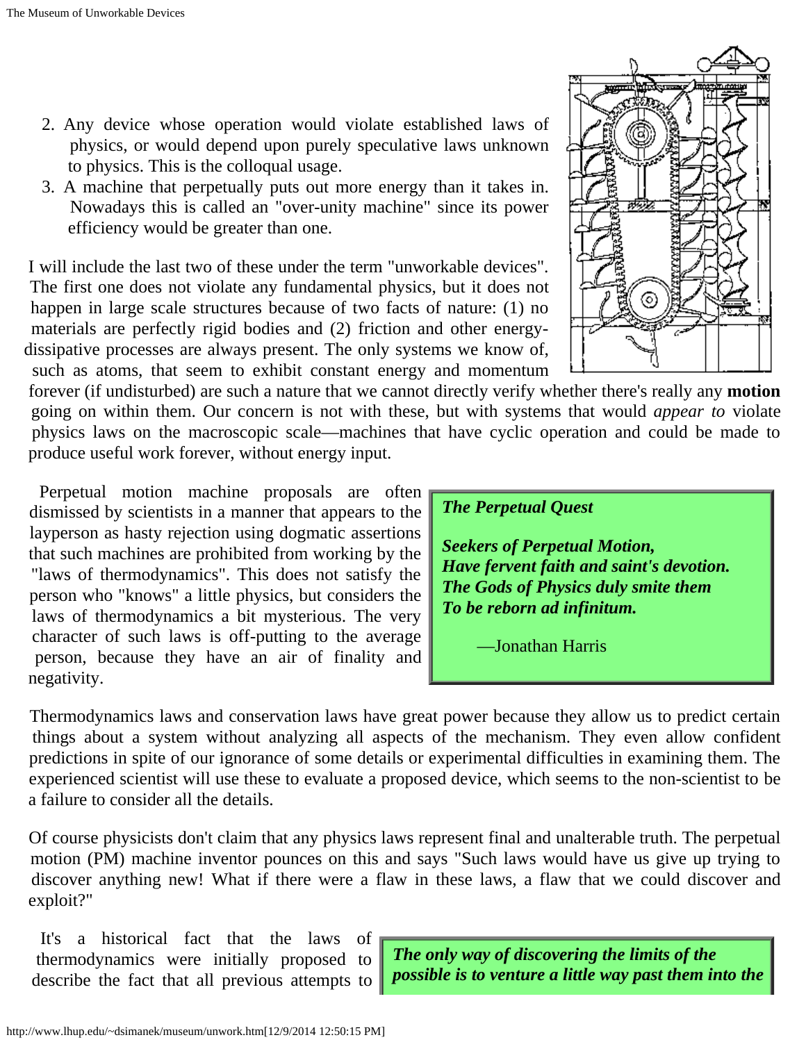2. Any device whose operation would violate established laws of physics, or would depend upon purely speculative laws unknown to physics. This is the colloqual usage.
3. A machine that perpetually puts out more energy than it takes in. Nowadays this is called an "over-unity machine" since its power efficiency would be greater than one.

I will include the last two of these under the term "unworkable devices". The first one does not violate any fundamental physics, but it does not happen in large scale structures because of two facts of nature: (1) no materials are perfectly rigid bodies and (2) friction and other energy-dissipative processes are always present. The only systems we know of, such as atoms, that seem to exhibit constant energy and momentum forever (if undisturbed) are such a nature that we cannot directly verify whether there's really any **motion** going on within them. Our concern is not with these, but with systems that would *appear to* violate physics laws on the macroscopic scale—machines that have cyclic operation and could be made to produce useful work forever, without energy input.

> ***The Perpetual Quest***
>
> ***Seekers of Perpetual Motion,***
> ***Have fervent faith and saint's devotion.***
> ***The Gods of Physics duly smite them***
> ***To be reborn ad infinitum.***
>
> —Jonathan Harris

Perpetual motion machine proposals are often dismissed by scientists in a manner that appears to the layperson as hasty rejection using dogmatic assertions that such machines are prohibited from working by the "laws of thermodynamics". This does not satisfy the person who "knows" a little physics, but considers the laws of thermodynamics a bit mysterious. The very character of such laws is off-putting to the average person, because they have an air of finality and negativity.

Thermodynamics laws and conservation laws have great power because they allow us to predict certain things about a system without analyzing all aspects of the mechanism. They even allow confident predictions in spite of our ignorance of some details or experimental difficulties in examining them. The experienced scientist will use these to evaluate a proposed device, which seems to the non-scientist to be a failure to consider all the details.

Of course physicists don't claim that any physics laws represent final and unalterable truth. The perpetual motion (PM) machine inventor pounces on this and says "Such laws would have us give up trying to discover anything new! What if there were a flaw in these laws, a flaw that we could discover and exploit?"

> ***The only way of discovering the limits of the possible is to venture a little way past them into the***

It's a historical fact that the laws of thermodynamics were initially proposed to describe the fact that all previous attempts to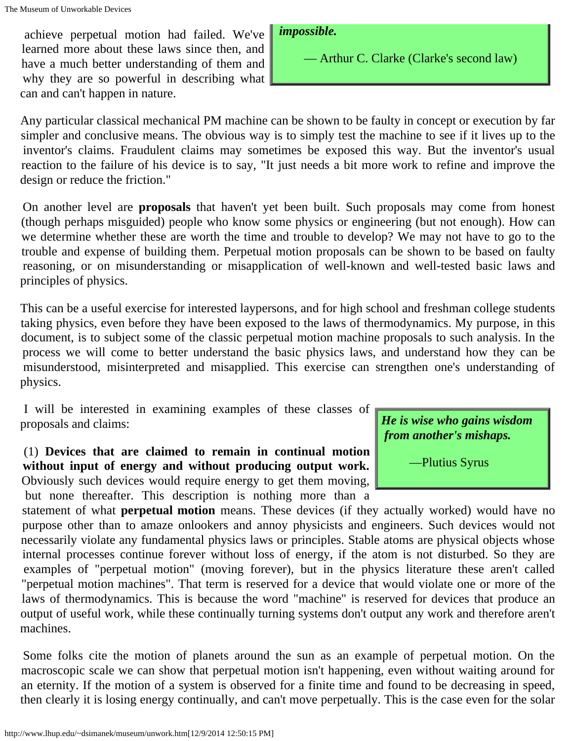achieve perpetual motion had failed. We've learned more about these laws since then, and have a much better understanding of them and why they are so powerful in describing what can and can't happen in nature.

> ***impossible.***
>
> — Arthur C. Clarke (Clarke's second law)

Any particular classical mechanical PM machine can be shown to be faulty in concept or execution by far simpler and conclusive means. The obvious way is to simply test the machine to see if it lives up to the inventor's claims. Fraudulent claims may sometimes be exposed this way. But the inventor's usual reaction to the failure of his device is to say, "It just needs a bit more work to refine and improve the design or reduce the friction."

On another level are **proposals** that haven't yet been built. Such proposals may come from honest (though perhaps misguided) people who know some physics or engineering (but not enough). How can we determine whether these are worth the time and trouble to develop? We may not have to go to the trouble and expense of building them. Perpetual motion proposals can be shown to be based on faulty reasoning, or on misunderstanding or misapplication of well-known and well-tested basic laws and principles of physics.

This can be a useful exercise for interested laypersons, and for high school and freshman college students taking physics, even before they have been exposed to the laws of thermodynamics. My purpose, in this document, is to subject some of the classic perpetual motion machine proposals to such analysis. In the process we will come to better understand the basic physics laws, and understand how they can be misunderstood, misinterpreted and misapplied. This exercise can strengthen one's understanding of physics.

I will be interested in examining examples of these classes of proposals and claims:

> ***He is wise who gains wisdom from another's mishaps.***
>
> —Plutius Syrus

(1) **Devices that are claimed to remain in continual motion without input of energy and without producing output work.** Obviously such devices would require energy to get them moving, but none thereafter. This description is nothing more than a statement of what **perpetual motion** means. These devices (if they actually worked) would have no purpose other than to amaze onlookers and annoy physicists and engineers. Such devices would not necessarily violate any fundamental physics laws or principles. Stable atoms are physical objects whose internal processes continue forever without loss of energy, if the atom is not disturbed. So they are examples of "perpetual motion" (moving forever), but in the physics literature these aren't called "perpetual motion machines". That term is reserved for a device that would violate one or more of the laws of thermodynamics. This is because the word "machine" is reserved for devices that produce an output of useful work, while these continually turning systems don't output any work and therefore aren't machines.

Some folks cite the motion of planets around the sun as an example of perpetual motion. On the macroscopic scale we can show that perpetual motion isn't happening, even without waiting around for an eternity. If the motion of a system is observed for a finite time and found to be decreasing in speed, then clearly it is losing energy continually, and can't move perpetually. This is the case even for the solar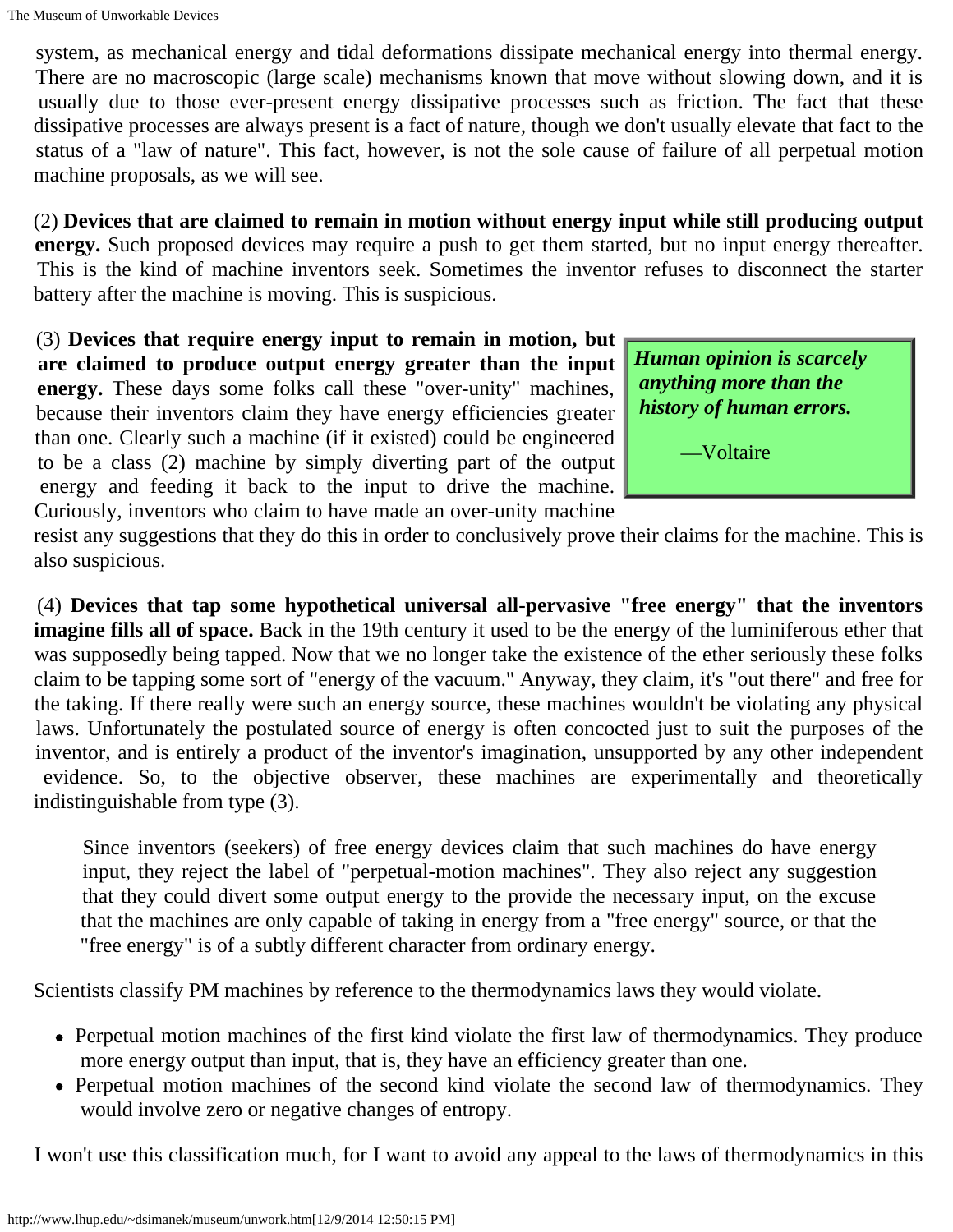system, as mechanical energy and tidal deformations dissipate mechanical energy into thermal energy. There are no macroscopic (large scale) mechanisms known that move without slowing down, and it is usually due to those ever-present energy dissipative processes such as friction. The fact that these dissipative processes are always present is a fact of nature, though we don't usually elevate that fact to the status of a "law of nature". This fact, however, is not the sole cause of failure of all perpetual motion machine proposals, as we will see.

(2) **Devices that are claimed to remain in motion without energy input while still producing output energy.** Such proposed devices may require a push to get them started, but no input energy thereafter. This is the kind of machine inventors seek. Sometimes the inventor refuses to disconnect the starter battery after the machine is moving. This is suspicious.

(3) **Devices that require energy input to remain in motion, but are claimed to produce output energy greater than the input energy.** These days some folks call these "over-unity" machines, because their inventors claim they have energy efficiencies greater than one. Clearly such a machine (if it existed) could be engineered to be a class (2) machine by simply diverting part of the output energy and feeding it back to the input to drive the machine. Curiously, inventors who claim to have made an over-unity machine resist any suggestions that they do this in order to conclusively prove their claims for the machine. This is also suspicious.

> ***Human opinion is scarcely anything more than the history of human errors.***
>
> —Voltaire

(4) **Devices that tap some hypothetical universal all-pervasive "free energy" that the inventors imagine fills all of space.** Back in the 19th century it used to be the energy of the luminiferous ether that was supposedly being tapped. Now that we no longer take the existence of the ether seriously these folks claim to be tapping some sort of "energy of the vacuum." Anyway, they claim, it's "out there" and free for the taking. If there really were such an energy source, these machines wouldn't be violating any physical laws. Unfortunately the postulated source of energy is often concocted just to suit the purposes of the inventor, and is entirely a product of the inventor's imagination, unsupported by any other independent evidence. So, to the objective observer, these machines are experimentally and theoretically indistinguishable from type (3).

> Since inventors (seekers) of free energy devices claim that such machines do have energy input, they reject the label of "perpetual-motion machines". They also reject any suggestion that they could divert some output energy to the provide the necessary input, on the excuse that the machines are only capable of taking in energy from a "free energy" source, or that the "free energy" is of a subtly different character from ordinary energy.

Scientists classify PM machines by reference to the thermodynamics laws they would violate.

- Perpetual motion machines of the first kind violate the first law of thermodynamics. They produce more energy output than input, that is, they have an efficiency greater than one.
- Perpetual motion machines of the second kind violate the second law of thermodynamics. They would involve zero or negative changes of entropy.

I won't use this classification much, for I want to avoid any appeal to the laws of thermodynamics in this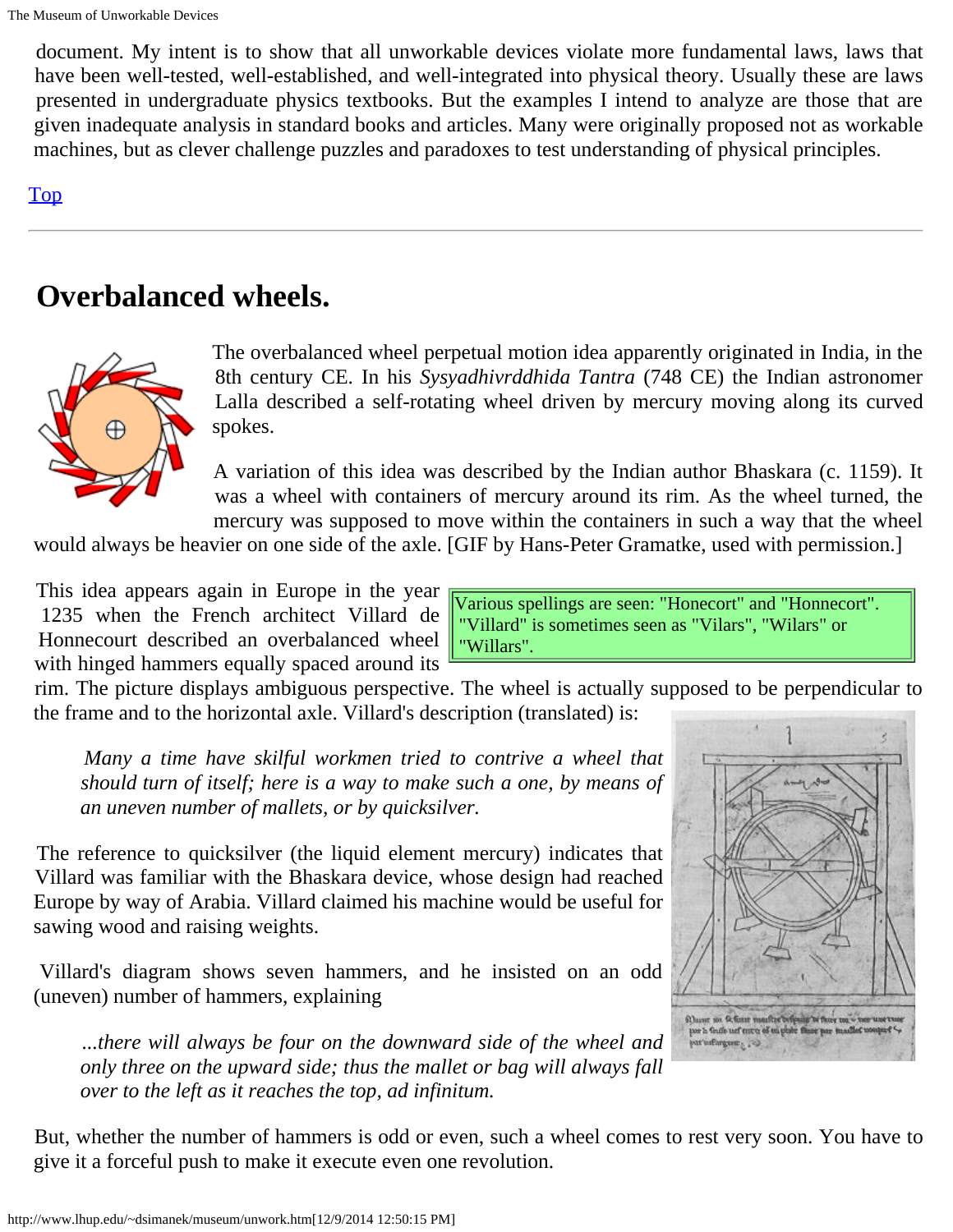document. My intent is to show that all unworkable devices violate more fundamental laws, laws that have been well-tested, well-established, and well-integrated into physical theory. Usually these are laws presented in undergraduate physics textbooks. But the examples I intend to analyze are those that are given inadequate analysis in standard books and articles. Many were originally proposed not as workable machines, but as clever challenge puzzles and paradoxes to test understanding of physical principles.

Top

## Overbalanced wheels.

The overbalanced wheel perpetual motion idea apparently originated in India, in the 8th century CE. In his *Sysyadhivrddhida Tantra* (748 CE) the Indian astronomer Lalla described a self-rotating wheel driven by mercury moving along its curved spokes.

A variation of this idea was described by the Indian author Bhaskara (c. 1159). It was a wheel with containers of mercury around its rim. As the wheel turned, the mercury was supposed to move within the containers in such a way that the wheel would always be heavier on one side of the axle. [GIF by Hans-Peter Gramatke, used with permission.]

This idea appears again in Europe in the year 1235 when the French architect Villard de Honnecourt described an overbalanced wheel with hinged hammers equally spaced around its rim. The picture displays ambiguous perspective. The wheel is actually supposed to be perpendicular to the frame and to the horizontal axle. Villard's description (translated) is:

> Various spellings are seen: "Honecort" and "Honnecort". "Villard" is sometimes seen as "Vilars", "Wilars" or "Willars".

> *Many a time have skilful workmen tried to contrive a wheel that should turn of itself; here is a way to make such a one, by means of an uneven number of mallets, or by quicksilver.*

The reference to quicksilver (the liquid element mercury) indicates that Villard was familiar with the Bhaskara device, whose design had reached Europe by way of Arabia. Villard claimed his machine would be useful for sawing wood and raising weights.

Villard's diagram shows seven hammers, and he insisted on an odd (uneven) number of hammers, explaining

> *...there will always be four on the downward side of the wheel and only three on the upward side; thus the mallet or bag will always fall over to the left as it reaches the top, ad infinitum.*

But, whether the number of hammers is odd or even, such a wheel comes to rest very soon. You have to give it a forceful push to make it execute even one revolution.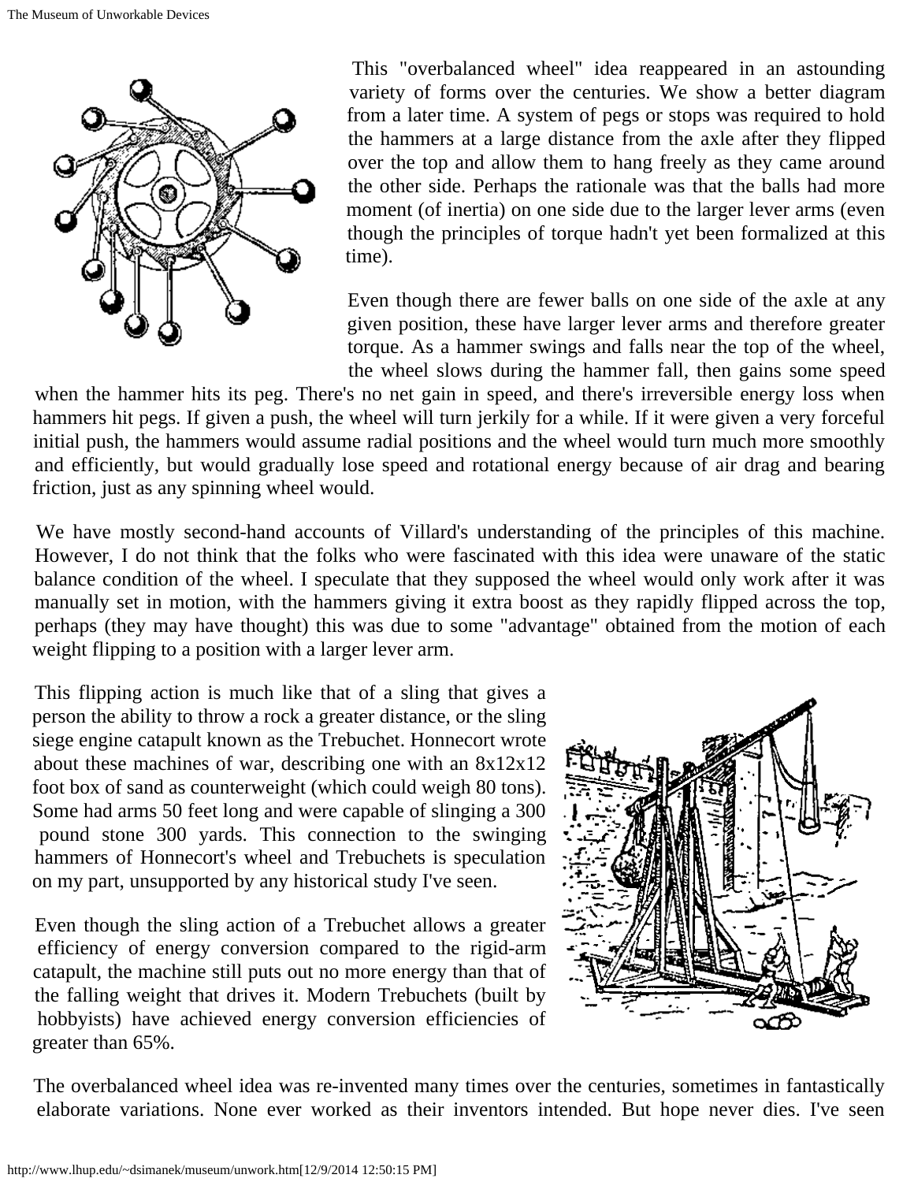This "overbalanced wheel" idea reappeared in an astounding variety of forms over the centuries. We show a better diagram from a later time. A system of pegs or stops was required to hold the hammers at a large distance from the axle after they flipped over the top and allow them to hang freely as they came around the other side. Perhaps the rationale was that the balls had more moment (of inertia) on one side due to the larger lever arms (even though the principles of torque hadn't yet been formalized at this time).

Even though there are fewer balls on one side of the axle at any given position, these have larger lever arms and therefore greater torque. As a hammer swings and falls near the top of the wheel, the wheel slows during the hammer fall, then gains some speed when the hammer hits its peg. There's no net gain in speed, and there's irreversible energy loss when hammers hit pegs. If given a push, the wheel will turn jerkily for a while. If it were given a very forceful initial push, the hammers would assume radial positions and the wheel would turn much more smoothly and efficiently, but would gradually lose speed and rotational energy because of air drag and bearing friction, just as any spinning wheel would.

We have mostly second-hand accounts of Villard's understanding of the principles of this machine. However, I do not think that the folks who were fascinated with this idea were unaware of the static balance condition of the wheel. I speculate that they supposed the wheel would only work after it was manually set in motion, with the hammers giving it extra boost as they rapidly flipped across the top, perhaps (they may have thought) this was due to some "advantage" obtained from the motion of each weight flipping to a position with a larger lever arm.

This flipping action is much like that of a sling that gives a person the ability to throw a rock a greater distance, or the sling siege engine catapult known as the Trebuchet. Honnecort wrote about these machines of war, describing one with an 8x12x12 foot box of sand as counterweight (which could weigh 80 tons). Some had arms 50 feet long and were capable of slinging a 300 pound stone 300 yards. This connection to the swinging hammers of Honnecort's wheel and Trebuchets is speculation on my part, unsupported by any historical study I've seen.

Even though the sling action of a Trebuchet allows a greater efficiency of energy conversion compared to the rigid-arm catapult, the machine still puts out no more energy than that of the falling weight that drives it. Modern Trebuchets (built by hobbyists) have achieved energy conversion efficiencies of greater than 65%.

The overbalanced wheel idea was re-invented many times over the centuries, sometimes in fantastically elaborate variations. None ever worked as their inventors intended. But hope never dies. I've seen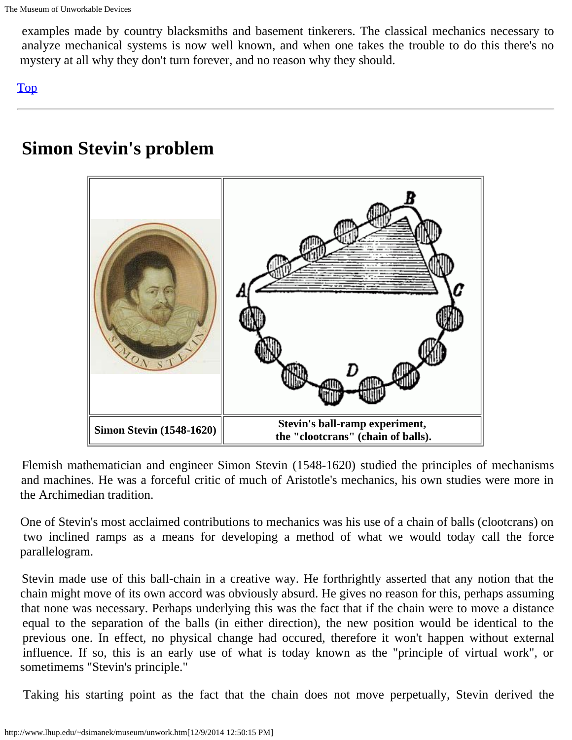examples made by country blacksmiths and basement tinkerers. The classical mechanics necessary to analyze mechanical systems is now well known, and when one takes the trouble to do this there's no mystery at all why they don't turn forever, and no reason why they should.

Top

## Simon Stevin's problem

| Simon Stevin (1548-1620) | Stevin's ball-ramp experiment, the "clootcrans" (chain of balls). |
| --- | --- |

Flemish mathematician and engineer Simon Stevin (1548-1620) studied the principles of mechanisms and machines. He was a forceful critic of much of Aristotle's mechanics, his own studies were more in the Archimedian tradition.

One of Stevin's most acclaimed contributions to mechanics was his use of a chain of balls (clootcrans) on two inclined ramps as a means for developing a method of what we would today call the force parallelogram.

Stevin made use of this ball-chain in a creative way. He forthrightly asserted that any notion that the chain might move of its own accord was obviously absurd. He gives no reason for this, perhaps assuming that none was necessary. Perhaps underlying this was the fact that if the chain were to move a distance equal to the separation of the balls (in either direction), the new position would be identical to the previous one. In effect, no physical change had occured, therefore it won't happen without external influence. If so, this is an early use of what is today known as the "principle of virtual work", or sometimems "Stevin's principle."

Taking his starting point as the fact that the chain does not move perpetually, Stevin derived the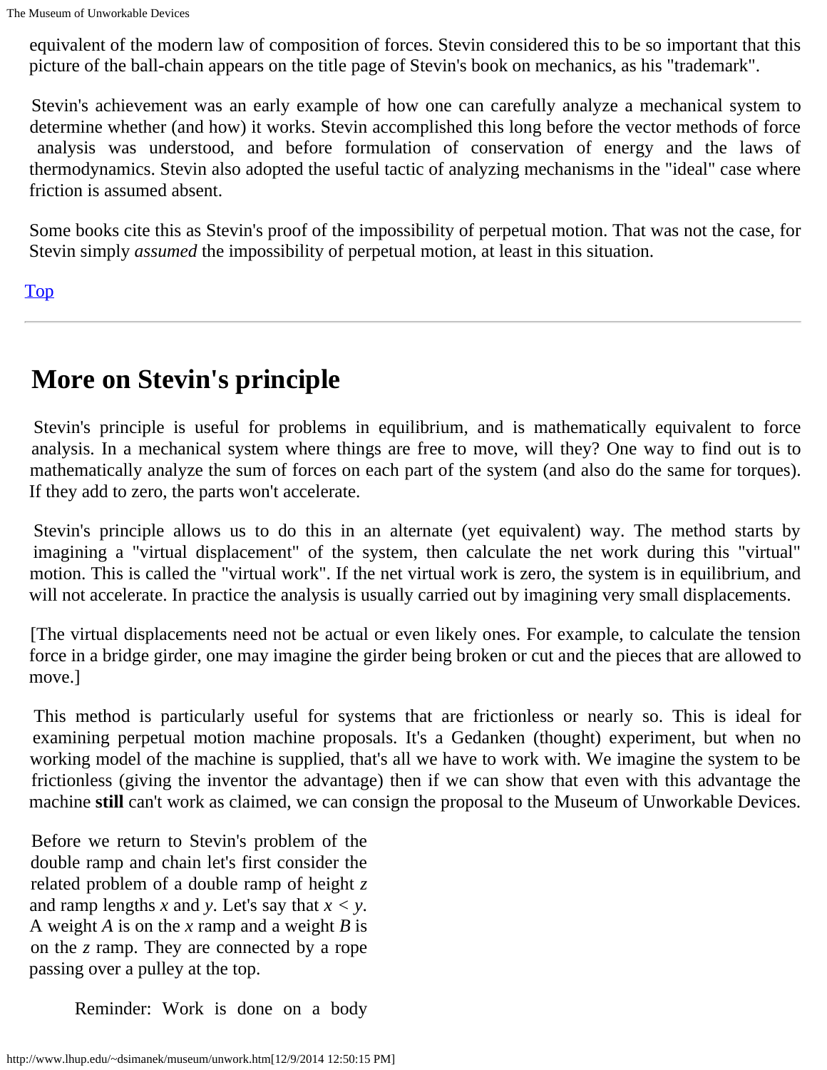equivalent of the modern law of composition of forces. Stevin considered this to be so important that this picture of the ball-chain appears on the title page of Stevin's book on mechanics, as his "trademark".

Stevin's achievement was an early example of how one can carefully analyze a mechanical system to determine whether (and how) it works. Stevin accomplished this long before the vector methods of force analysis was understood, and before formulation of conservation of energy and the laws of thermodynamics. Stevin also adopted the useful tactic of analyzing mechanisms in the "ideal" case where friction is assumed absent.

Some books cite this as Stevin's proof of the impossibility of perpetual motion. That was not the case, for Stevin simply *assumed* the impossibility of perpetual motion, at least in this situation.

Top

---

## More on Stevin's principle

Stevin's principle is useful for problems in equilibrium, and is mathematically equivalent to force analysis. In a mechanical system where things are free to move, will they? One way to find out is to mathematically analyze the sum of forces on each part of the system (and also do the same for torques). If they add to zero, the parts won't accelerate.

Stevin's principle allows us to do this in an alternate (yet equivalent) way. The method starts by imagining a "virtual displacement" of the system, then calculate the net work during this "virtual" motion. This is called the "virtual work". If the net virtual work is zero, the system is in equilibrium, and will not accelerate. In practice the analysis is usually carried out by imagining very small displacements.

[The virtual displacements need not be actual or even likely ones. For example, to calculate the tension force in a bridge girder, one may imagine the girder being broken or cut and the pieces that are allowed to move.]

This method is particularly useful for systems that are frictionless or nearly so. This is ideal for examining perpetual motion machine proposals. It's a Gedanken (thought) experiment, but when no working model of the machine is supplied, that's all we have to work with. We imagine the system to be frictionless (giving the inventor the advantage) then if we can show that even with this advantage the machine **still** can't work as claimed, we can consign the proposal to the Museum of Unworkable Devices.

Before we return to Stevin's problem of the double ramp and chain let's first consider the related problem of a double ramp of height $z$ and ramp lengths $x$ and $y$. Let's say that $x < y$. A weight $A$ is on the $x$ ramp and a weight $B$ is on the $z$ ramp. They are connected by a rope passing over a pulley at the top.

Reminder: Work is done on a body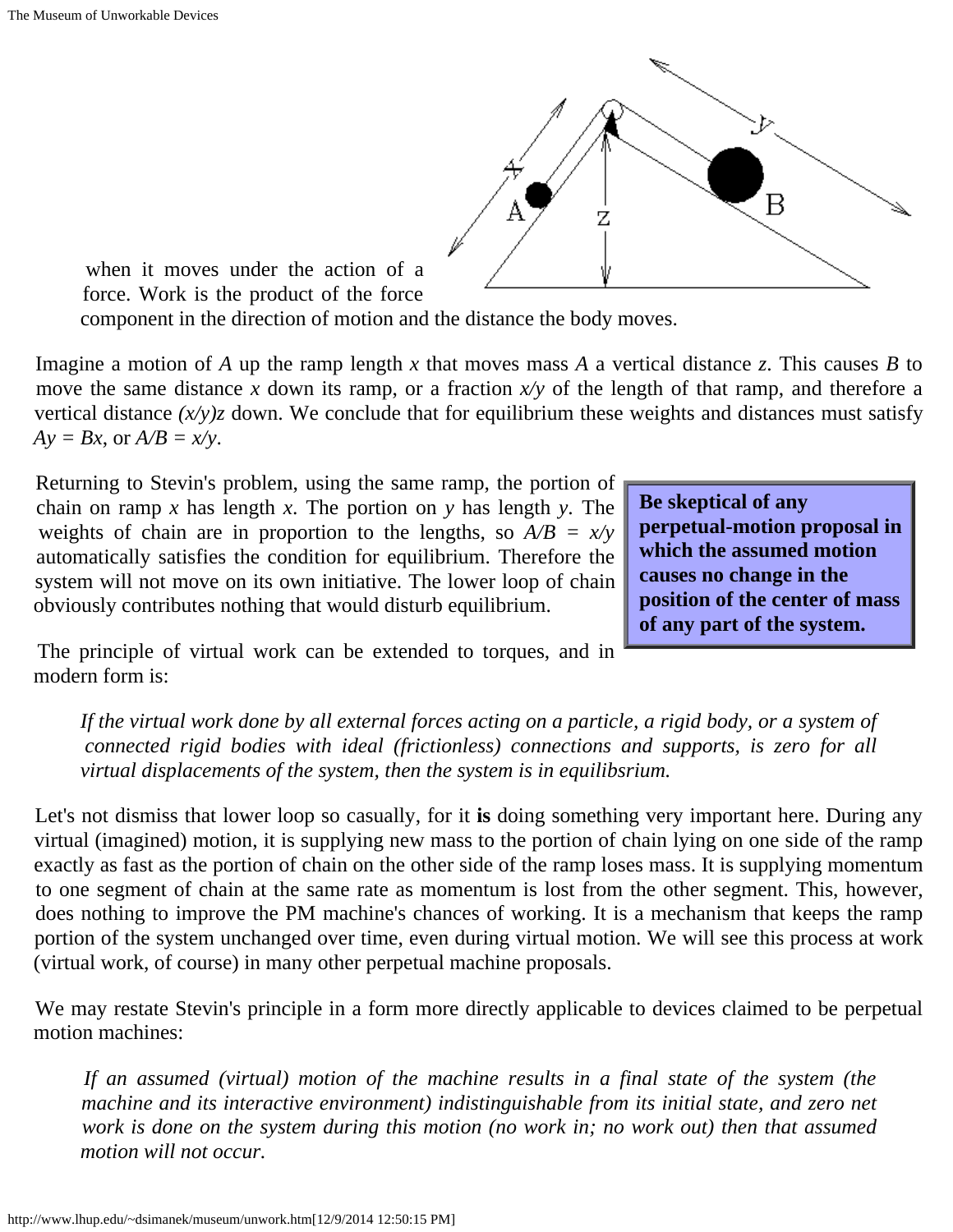when it moves under the action of a force. Work is the product of the force component in the direction of motion and the distance the body moves.

Imagine a motion of $A$ up the ramp length $x$ that moves mass $A$ a vertical distance $z$. This causes $B$ to move the same distance $x$ down its ramp, or a fraction $x/y$ of the length of that ramp, and therefore a vertical distance $(x/y)z$ down. We conclude that for equilibrium these weights and distances must satisfy $Ay = Bx$, or $A/B = x/y$.

Returning to Stevin's problem, using the same ramp, the portion of chain on ramp $x$ has length $x$. The portion on $y$ has length $y$. The weights of chain are in proportion to the lengths, so $A/B = x/y$ automatically satisfies the condition for equilibrium. Therefore the system will not move on its own initiative. The lower loop of chain obviously contributes nothing that would disturb equilibrium.

**Be skeptical of any perpetual-motion proposal in which the assumed motion causes no change in the position of the center of mass of any part of the system.**

The principle of virtual work can be extended to torques, and in modern form is:

> *If the virtual work done by all external forces acting on a particle, a rigid body, or a system of connected rigid bodies with ideal (frictionless) connections and supports, is zero for all virtual displacements of the system, then the system is in equilibsrium.*

Let's not dismiss that lower loop so casually, for it **is** doing something very important here. During any virtual (imagined) motion, it is supplying new mass to the portion of chain lying on one side of the ramp exactly as fast as the portion of chain on the other side of the ramp loses mass. It is supplying momentum to one segment of chain at the same rate as momentum is lost from the other segment. This, however, does nothing to improve the PM machine's chances of working. It is a mechanism that keeps the ramp portion of the system unchanged over time, even during virtual motion. We will see this process at work (virtual work, of course) in many other perpetual machine proposals.

We may restate Stevin's principle in a form more directly applicable to devices claimed to be perpetual motion machines:

> *If an assumed (virtual) motion of the machine results in a final state of the system (the machine and its interactive environment) indistinguishable from its initial state, and zero net work is done on the system during this motion (no work in; no work out) then that assumed motion will not occur.*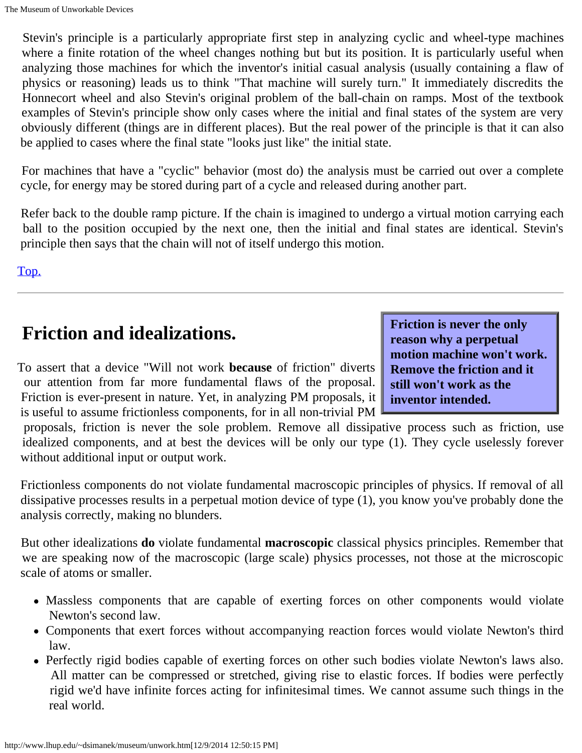Stevin's principle is a particularly appropriate first step in analyzing cyclic and wheel-type machines where a finite rotation of the wheel changes nothing but but its position. It is particularly useful when analyzing those machines for which the inventor's initial casual analysis (usually containing a flaw of physics or reasoning) leads us to think "That machine will surely turn." It immediately discredits the Honnecort wheel and also Stevin's original problem of the ball-chain on ramps. Most of the textbook examples of Stevin's principle show only cases where the initial and final states of the system are very obviously different (things are in different places). But the real power of the principle is that it can also be applied to cases where the final state "looks just like" the initial state.

For machines that have a "cyclic" behavior (most do) the analysis must be carried out over a complete cycle, for energy may be stored during part of a cycle and released during another part.

Refer back to the double ramp picture. If the chain is imagined to undergo a virtual motion carrying each ball to the position occupied by the next one, then the initial and final states are identical. Stevin's principle then says that the chain will not of itself undergo this motion.

Top.

---

## Friction and idealizations.

**Friction is never the only reason why a perpetual motion machine won't work. Remove the friction and it still won't work as the inventor intended.**

To assert that a device "Will not work **because** of friction" diverts our attention from far more fundamental flaws of the proposal. Friction is ever-present in nature. Yet, in analyzing PM proposals, it is useful to assume frictionless components, for in all non-trivial PM proposals, friction is never the sole problem. Remove all dissipative process such as friction, use idealized components, and at best the devices will be only our type (1). They cycle uselessly forever without additional input or output work.

Frictionless components do not violate fundamental macroscopic principles of physics. If removal of all dissipative processes results in a perpetual motion device of type (1), you know you've probably done the analysis correctly, making no blunders.

But other idealizations **do** violate fundamental **macroscopic** classical physics principles. Remember that we are speaking now of the macroscopic (large scale) physics processes, not those at the microscopic scale of atoms or smaller.

- Massless components that are capable of exerting forces on other components would violate Newton's second law.
- Components that exert forces without accompanying reaction forces would violate Newton's third law.
- Perfectly rigid bodies capable of exerting forces on other such bodies violate Newton's laws also. All matter can be compressed or stretched, giving rise to elastic forces. If bodies were perfectly rigid we'd have infinite forces acting for infinitesimal times. We cannot assume such things in the real world.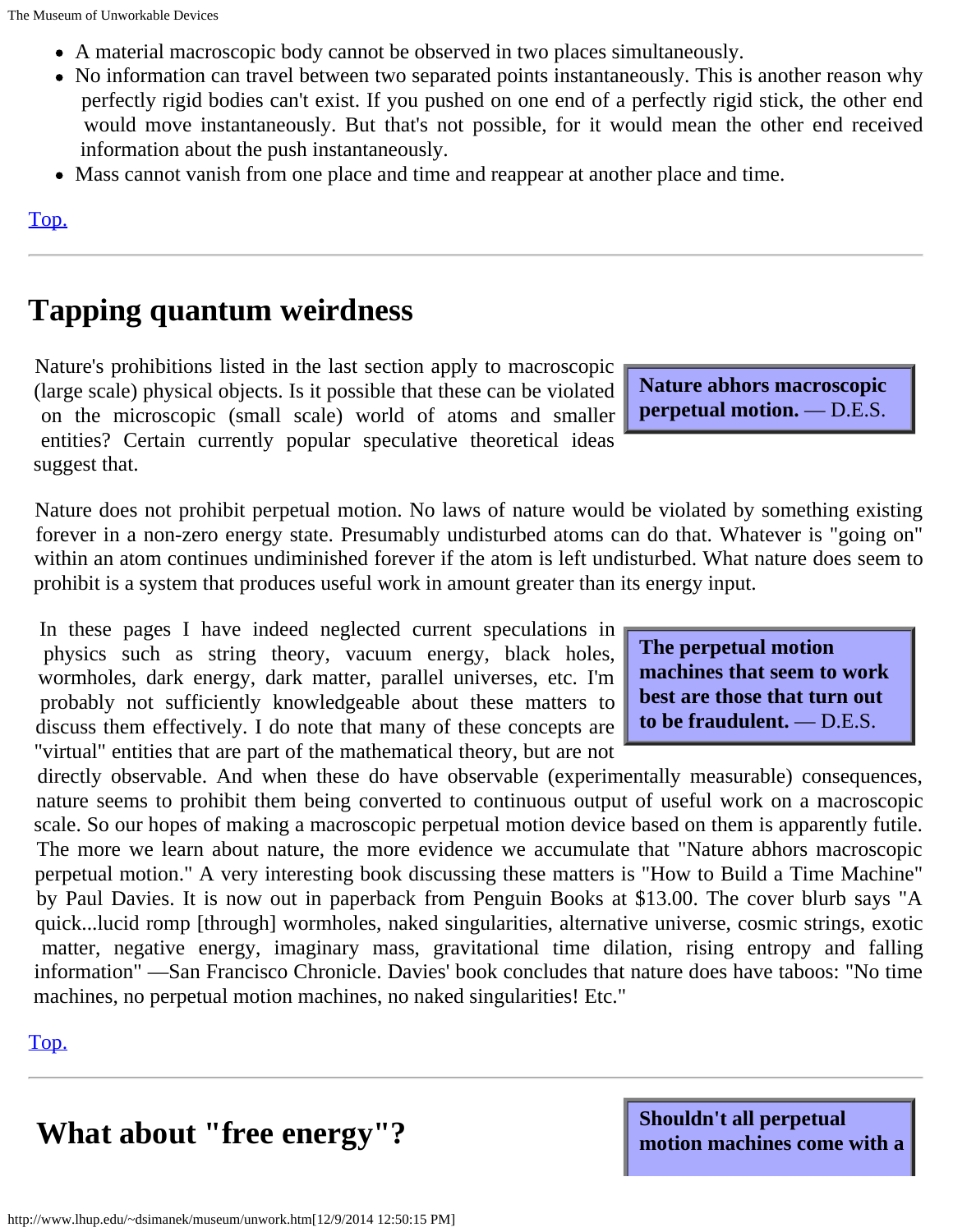- A material macroscopic body cannot be observed in two places simultaneously.
- No information can travel between two separated points instantaneously. This is another reason why perfectly rigid bodies can't exist. If you pushed on one end of a perfectly rigid stick, the other end would move instantaneously. But that's not possible, for it would mean the other end received information about the push instantaneously.
- Mass cannot vanish from one place and time and reappear at another place and time.

Top.

---

## Tapping quantum weirdness

**Nature abhors macroscopic perpetual motion.** — D.E.S.

Nature's prohibitions listed in the last section apply to macroscopic (large scale) physical objects. Is it possible that these can be violated on the microscopic (small scale) world of atoms and smaller entities? Certain currently popular speculative theoretical ideas suggest that.

Nature does not prohibit perpetual motion. No laws of nature would be violated by something existing forever in a non-zero energy state. Presumably undisturbed atoms can do that. Whatever is "going on" within an atom continues undiminished forever if the atom is left undisturbed. What nature does seem to prohibit is a system that produces useful work in amount greater than its energy input.

**The perpetual motion machines that seem to work best are those that turn out to be fraudulent.** — D.E.S.

In these pages I have indeed neglected current speculations in physics such as string theory, vacuum energy, black holes, wormholes, dark energy, dark matter, parallel universes, etc. I'm probably not sufficiently knowledgeable about these matters to discuss them effectively. I do note that many of these concepts are "virtual" entities that are part of the mathematical theory, but are not directly observable. And when these do have observable (experimentally measurable) consequences, nature seems to prohibit them being converted to continuous output of useful work on a macroscopic scale. So our hopes of making a macroscopic perpetual motion device based on them is apparently futile. The more we learn about nature, the more evidence we accumulate that "Nature abhors macroscopic perpetual motion." A very interesting book discussing these matters is "How to Build a Time Machine" by Paul Davies. It is now out in paperback from Penguin Books at $13.00. The cover blurb says "A quick...lucid romp [through] wormholes, naked singularities, alternative universe, cosmic strings, exotic matter, negative energy, imaginary mass, gravitational time dilation, rising entropy and falling information" —San Francisco Chronicle. Davies' book concludes that nature does have taboos: "No time machines, no perpetual motion machines, no naked singularities! Etc."

Top.

---

## What about "free energy"?

**Shouldn't all perpetual motion machines come with a**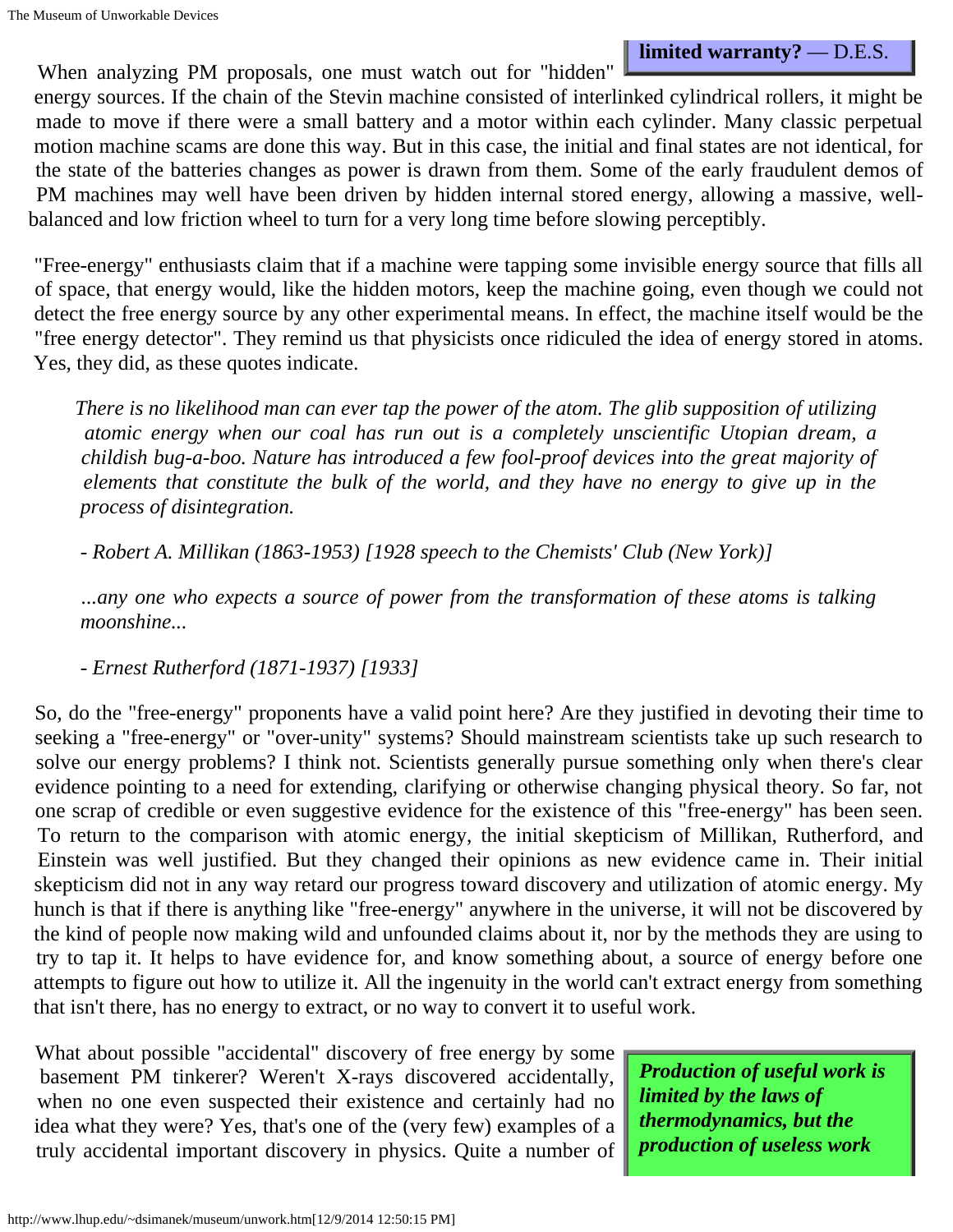**limited warranty?** — D.E.S.

When analyzing PM proposals, one must watch out for "hidden" energy sources. If the chain of the Stevin machine consisted of interlinked cylindrical rollers, it might be made to move if there were a small battery and a motor within each cylinder. Many classic perpetual motion machine scams are done this way. But in this case, the initial and final states are not identical, for the state of the batteries changes as power is drawn from them. Some of the early fraudulent demos of PM machines may well have been driven by hidden internal stored energy, allowing a massive, well-balanced and low friction wheel to turn for a very long time before slowing perceptibly.

"Free-energy" enthusiasts claim that if a machine were tapping some invisible energy source that fills all of space, that energy would, like the hidden motors, keep the machine going, even though we could not detect the free energy source by any other experimental means. In effect, the machine itself would be the "free energy detector". They remind us that physicists once ridiculed the idea of energy stored in atoms. Yes, they did, as these quotes indicate.

> *There is no likelihood man can ever tap the power of the atom. The glib supposition of utilizing atomic energy when our coal has run out is a completely unscientific Utopian dream, a childish bug-a-boo. Nature has introduced a few fool-proof devices into the great majority of elements that constitute the bulk of the world, and they have no energy to give up in the process of disintegration.*
>
> *- Robert A. Millikan (1863-1953) [1928 speech to the Chemists' Club (New York)]*
>
> *...any one who expects a source of power from the transformation of these atoms is talking moonshine...*
>
> *- Ernest Rutherford (1871-1937) [1933]*

So, do the "free-energy" proponents have a valid point here? Are they justified in devoting their time to seeking a "free-energy" or "over-unity" systems? Should mainstream scientists take up such research to solve our energy problems? I think not. Scientists generally pursue something only when there's clear evidence pointing to a need for extending, clarifying or otherwise changing physical theory. So far, not one scrap of credible or even suggestive evidence for the existence of this "free-energy" has been seen. To return to the comparison with atomic energy, the initial skepticism of Millikan, Rutherford, and Einstein was well justified. But they changed their opinions as new evidence came in. Their initial skepticism did not in any way retard our progress toward discovery and utilization of atomic energy. My hunch is that if there is anything like "free-energy" anywhere in the universe, it will not be discovered by the kind of people now making wild and unfounded claims about it, nor by the methods they are using to try to tap it. It helps to have evidence for, and know something about, a source of energy before one attempts to figure out how to utilize it. All the ingenuity in the world can't extract energy from something that isn't there, has no energy to extract, or no way to convert it to useful work.

***Production of useful work is limited by the laws of thermodynamics, but the production of useless work***

What about possible "accidental" discovery of free energy by some basement PM tinkerer? Weren't X-rays discovered accidentally, when no one even suspected their existence and certainly had no idea what they were? Yes, that's one of the (very few) examples of a truly accidental important discovery in physics. Quite a number of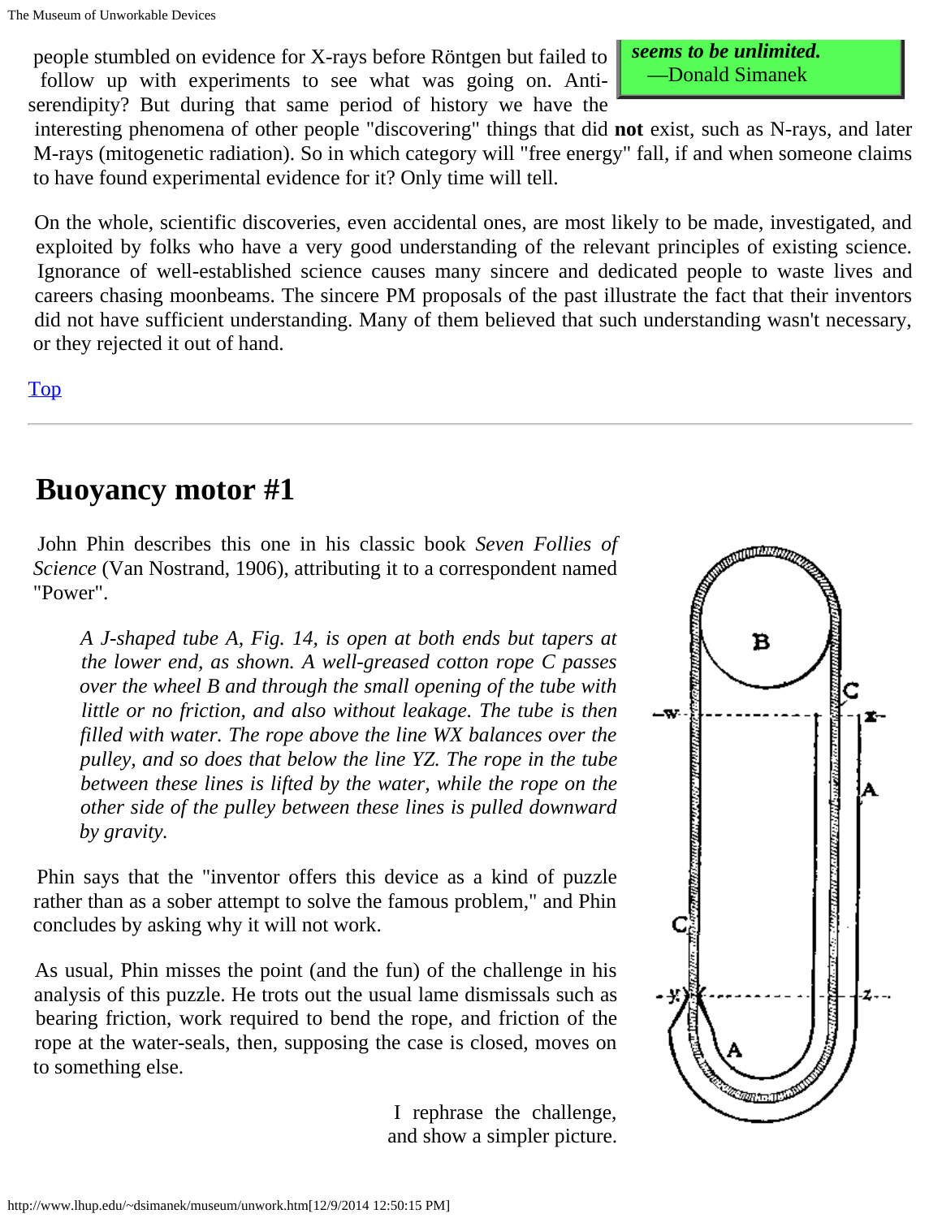*seems to be unlimited.*
—Donald Simanek

people stumbled on evidence for X-rays before Röntgen but failed to follow up with experiments to see what was going on. Anti-serendipity? But during that same period of history we have the interesting phenomena of other people "discovering" things that did **not** exist, such as N-rays, and later M-rays (mitogenetic radiation). So in which category will "free energy" fall, if and when someone claims to have found experimental evidence for it? Only time will tell.

On the whole, scientific discoveries, even accidental ones, are most likely to be made, investigated, and exploited by folks who have a very good understanding of the relevant principles of existing science. Ignorance of well-established science causes many sincere and dedicated people to waste lives and careers chasing moonbeams. The sincere PM proposals of the past illustrate the fact that their inventors did not have sufficient understanding. Many of them believed that such understanding wasn't necessary, or they rejected it out of hand.

Top

## Buoyancy motor #1

John Phin describes this one in his classic book *Seven Follies of Science* (Van Nostrand, 1906), attributing it to a correspondent named "Power".

> *A J-shaped tube A, Fig. 14, is open at both ends but tapers at the lower end, as shown. A well-greased cotton rope C passes over the wheel B and through the small opening of the tube with little or no friction, and also without leakage. The tube is then filled with water. The rope above the line WX balances over the pulley, and so does that below the line YZ. The rope in the tube between these lines is lifted by the water, while the rope on the other side of the pulley between these lines is pulled downward by gravity.*

Phin says that the "inventor offers this device as a kind of puzzle rather than as a sober attempt to solve the famous problem," and Phin concludes by asking why it will not work.

As usual, Phin misses the point (and the fun) of the challenge in his analysis of this puzzle. He trots out the usual lame dismissals such as bearing friction, work required to bend the rope, and friction of the rope at the water-seals, then, supposing the case is closed, moves on to something else.

I rephrase the challenge, and show a simpler picture.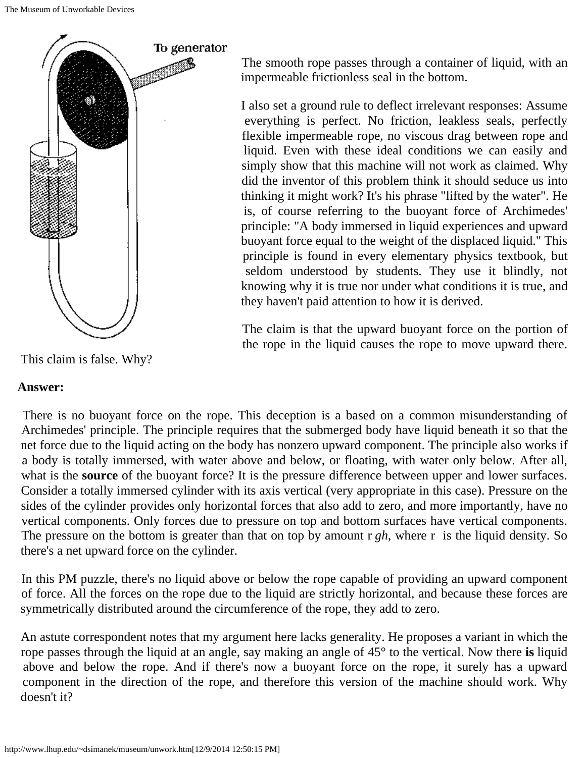The smooth rope passes through a container of liquid, with an impermeable frictionless seal in the bottom.

I also set a ground rule to deflect irrelevant responses: Assume everything is perfect. No friction, leakless seals, perfectly flexible impermeable rope, no viscous drag between rope and liquid. Even with these ideal conditions we can easily and simply show that this machine will not work as claimed. Why did the inventor of this problem think it should seduce us into thinking it might work? It's his phrase "lifted by the water". He is, of course referring to the buoyant force of Archimedes' principle: "A body immersed in liquid experiences and upward buoyant force equal to the weight of the displaced liquid." This principle is found in every elementary physics textbook, but seldom understood by students. They use it blindly, not knowing why it is true nor under what conditions it is true, and they haven't paid attention to how it is derived.

The claim is that the upward buoyant force on the portion of the rope in the liquid causes the rope to move upward there. This claim is false. Why?

**Answer:**

There is no buoyant force on the rope. This deception is a based on a common misunderstanding of Archimedes' principle. The principle requires that the submerged body have liquid beneath it so that the net force due to the liquid acting on the body has nonzero upward component. The principle also works if a body is totally immersed, with water above and below, or floating, with water only below. After all, what is the **source** of the buoyant force? It is the pressure difference between upper and lower surfaces. Consider a totally immersed cylinder with its axis vertical (very appropriate in this case). Pressure on the sides of the cylinder provides only horizontal forces that also add to zero, and more importantly, have no vertical components. Only forces due to pressure on top and bottom surfaces have vertical components. The pressure on the bottom is greater than that on top by amount r *gh*, where r is the liquid density. So there's a net upward force on the cylinder.

In this PM puzzle, there's no liquid above or below the rope capable of providing an upward component of force. All the forces on the rope due to the liquid are strictly horizontal, and because these forces are symmetrically distributed around the circumference of the rope, they add to zero.

An astute correspondent notes that my argument here lacks generality. He proposes a variant in which the rope passes through the liquid at an angle, say making an angle of 45° to the vertical. Now there **is** liquid above and below the rope. And if there's now a buoyant force on the rope, it surely has a upward component in the direction of the rope, and therefore this version of the machine should work. Why doesn't it?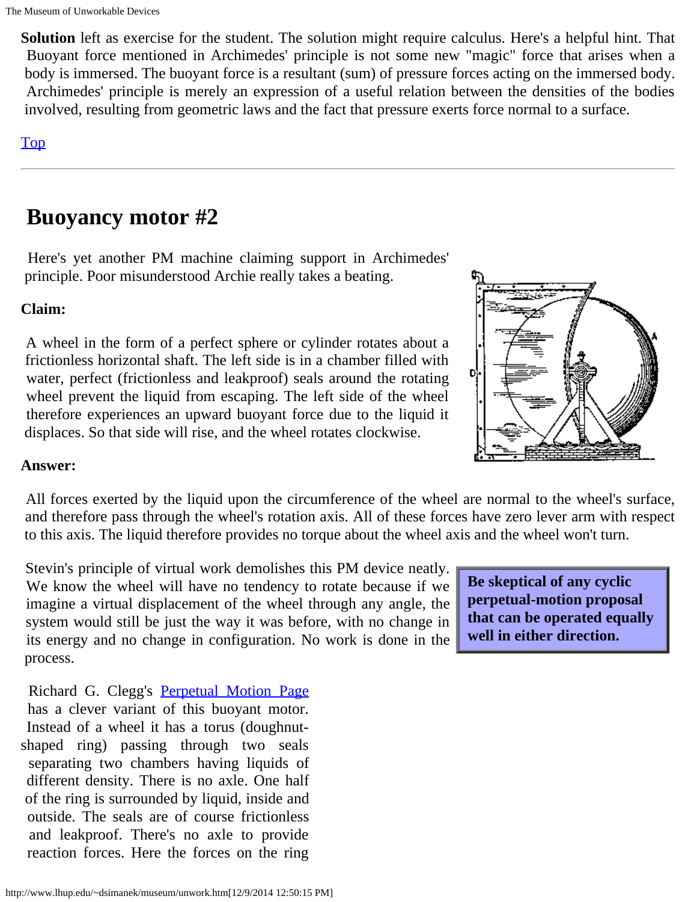**Solution** left as exercise for the student. The solution might require calculus. Here's a helpful hint. That Buoyant force mentioned in Archimedes' principle is not some new "magic" force that arises when a body is immersed. The buoyant force is a resultant (sum) of pressure forces acting on the immersed body. Archimedes' principle is merely an expression of a useful relation between the densities of the bodies involved, resulting from geometric laws and the fact that pressure exerts force normal to a surface.

Top

---

## Buoyancy motor #2

Here's yet another PM machine claiming support in Archimedes' principle. Poor misunderstood Archie really takes a beating.

**Claim:**

A wheel in the form of a perfect sphere or cylinder rotates about a frictionless horizontal shaft. The left side is in a chamber filled with water, perfect (frictionless and leakproof) seals around the rotating wheel prevent the liquid from escaping. The left side of the wheel therefore experiences an upward buoyant force due to the liquid it displaces. So that side will rise, and the wheel rotates clockwise.

**Answer:**

All forces exerted by the liquid upon the circumference of the wheel are normal to the wheel's surface, and therefore pass through the wheel's rotation axis. All of these forces have zero lever arm with respect to this axis. The liquid therefore provides no torque about the wheel axis and the wheel won't turn.

Stevin's principle of virtual work demolishes this PM device neatly. We know the wheel will have no tendency to rotate because if we imagine a virtual displacement of the wheel through any angle, the system would still be just the way it was before, with no change in its energy and no change in configuration. No work is done in the process.

**Be skeptical of any cyclic perpetual-motion proposal that can be operated equally well in either direction.**

Richard G. Clegg's Perpetual Motion Page has a clever variant of this buoyant motor. Instead of a wheel it has a torus (doughnut-shaped ring) passing through two seals separating two chambers having liquids of different density. There is no axle. One half of the ring is surrounded by liquid, inside and outside. The seals are of course frictionless and leakproof. There's no axle to provide reaction forces. Here the forces on the ring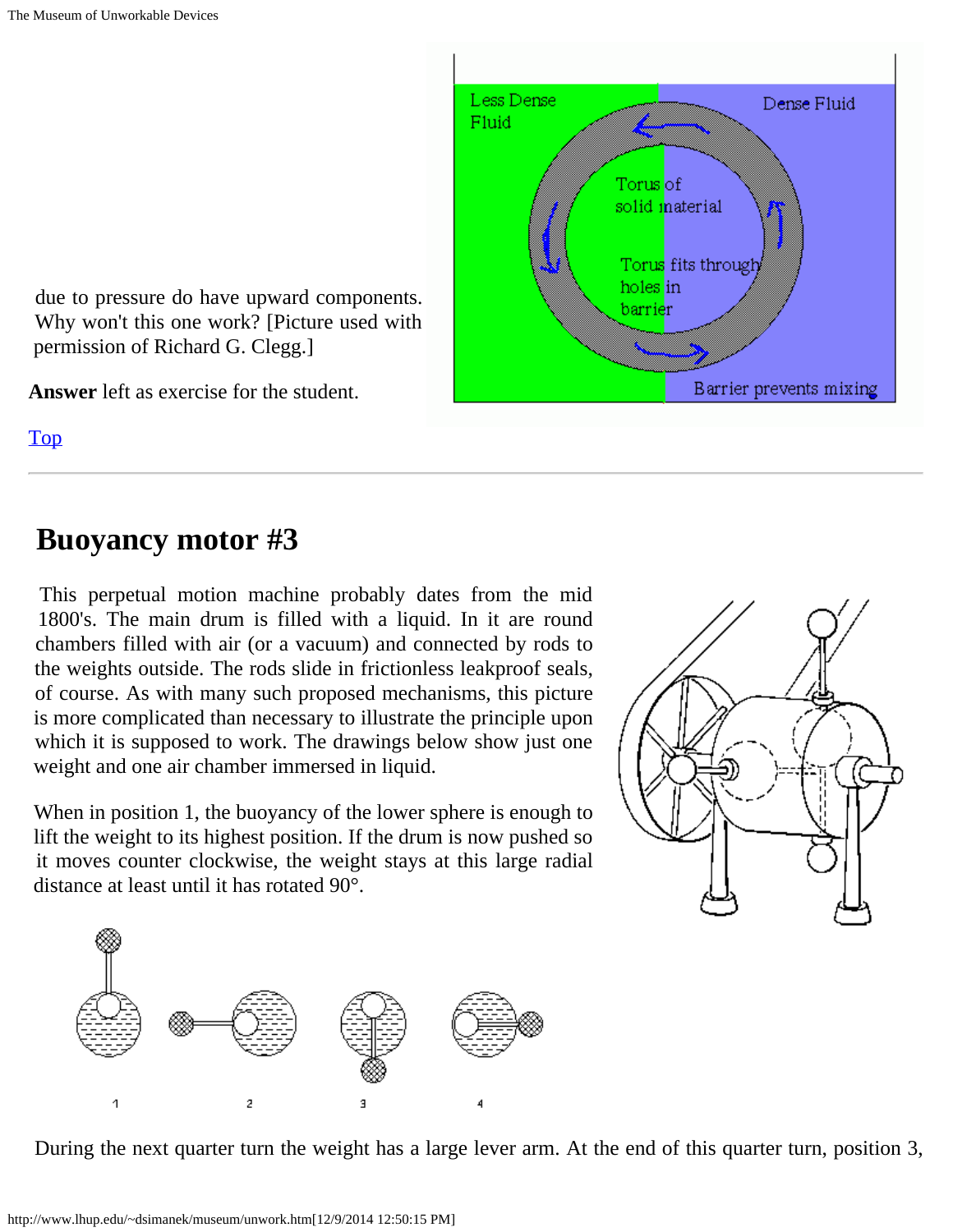due to pressure do have upward components. Why won't this one work? [Picture used with permission of Richard G. Clegg.]

**Answer** left as exercise for the student.

Top

---

# Buoyancy motor #3

This perpetual motion machine probably dates from the mid 1800's. The main drum is filled with a liquid. In it are round chambers filled with air (or a vacuum) and connected by rods to the weights outside. The rods slide in frictionless leakproof seals, of course. As with many such proposed mechanisms, this picture is more complicated than necessary to illustrate the principle upon which it is supposed to work. The drawings below show just one weight and one air chamber immersed in liquid.

When in position 1, the buoyancy of the lower sphere is enough to lift the weight to its highest position. If the drum is now pushed so it moves counter clockwise, the weight stays at this large radial distance at least until it has rotated 90°.

During the next quarter turn the weight has a large lever arm. At the end of this quarter turn, position 3,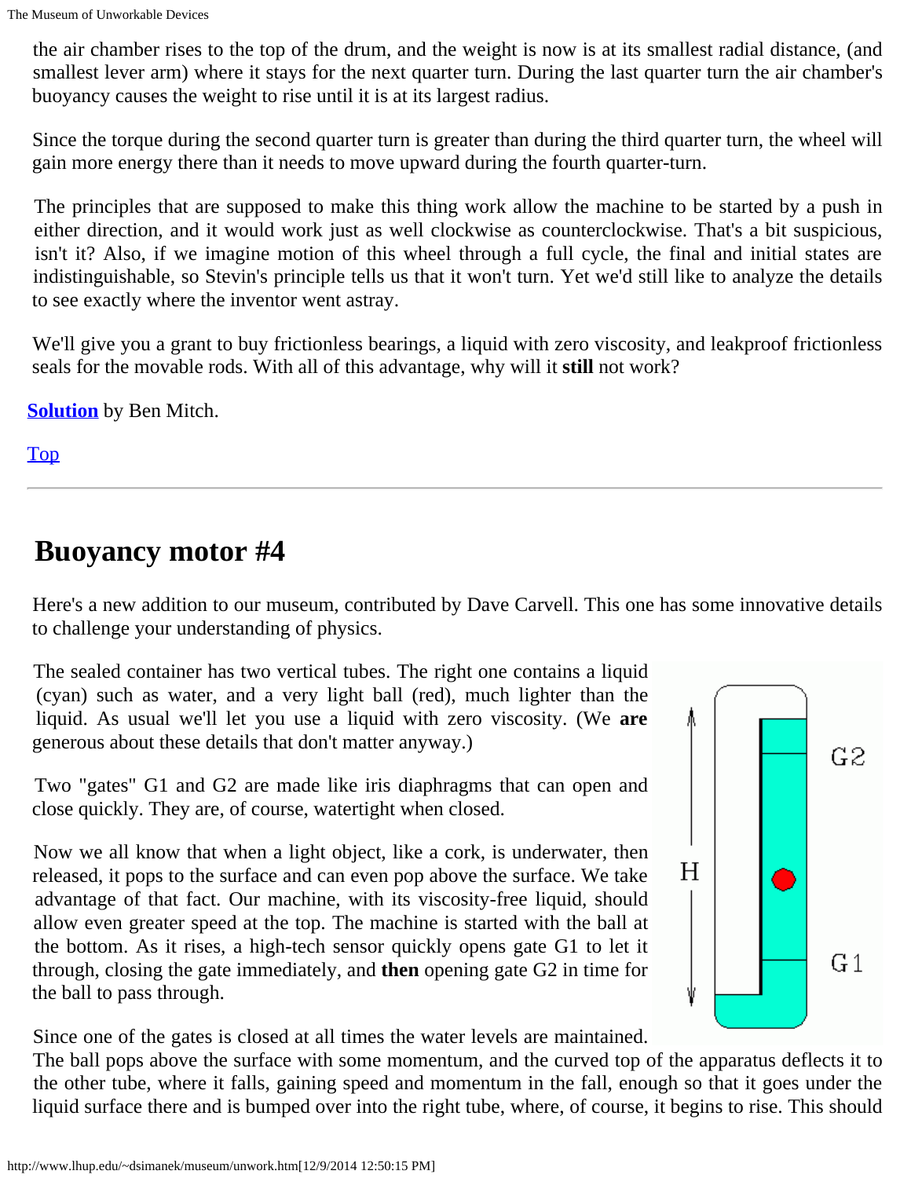the air chamber rises to the top of the drum, and the weight is now is at its smallest radial distance, (and smallest lever arm) where it stays for the next quarter turn. During the last quarter turn the air chamber's buoyancy causes the weight to rise until it is at its largest radius.

Since the torque during the second quarter turn is greater than during the third quarter turn, the wheel will gain more energy there than it needs to move upward during the fourth quarter-turn.

The principles that are supposed to make this thing work allow the machine to be started by a push in either direction, and it would work just as well clockwise as counterclockwise. That's a bit suspicious, isn't it? Also, if we imagine motion of this wheel through a full cycle, the final and initial states are indistinguishable, so Stevin's principle tells us that it won't turn. Yet we'd still like to analyze the details to see exactly where the inventor went astray.

We'll give you a grant to buy frictionless bearings, a liquid with zero viscosity, and leakproof frictionless seals for the movable rods. With all of this advantage, why will it **still** not work?

**Solution** by Ben Mitch.

Top

---

## Buoyancy motor #4

Here's a new addition to our museum, contributed by Dave Carvell. This one has some innovative details to challenge your understanding of physics.

The sealed container has two vertical tubes. The right one contains a liquid (cyan) such as water, and a very light ball (red), much lighter than the liquid. As usual we'll let you use a liquid with zero viscosity. (We **are** generous about these details that don't matter anyway.)

Two "gates" G1 and G2 are made like iris diaphragms that can open and close quickly. They are, of course, watertight when closed.

Now we all know that when a light object, like a cork, is underwater, then released, it pops to the surface and can even pop above the surface. We take advantage of that fact. Our machine, with its viscosity-free liquid, should allow even greater speed at the top. The machine is started with the ball at the bottom. As it rises, a high-tech sensor quickly opens gate G1 to let it through, closing the gate immediately, and **then** opening gate G2 in time for the ball to pass through.

Since one of the gates is closed at all times the water levels are maintained. The ball pops above the surface with some momentum, and the curved top of the apparatus deflects it to the other tube, where it falls, gaining speed and momentum in the fall, enough so that it goes under the liquid surface there and is bumped over into the right tube, where, of course, it begins to rise. This should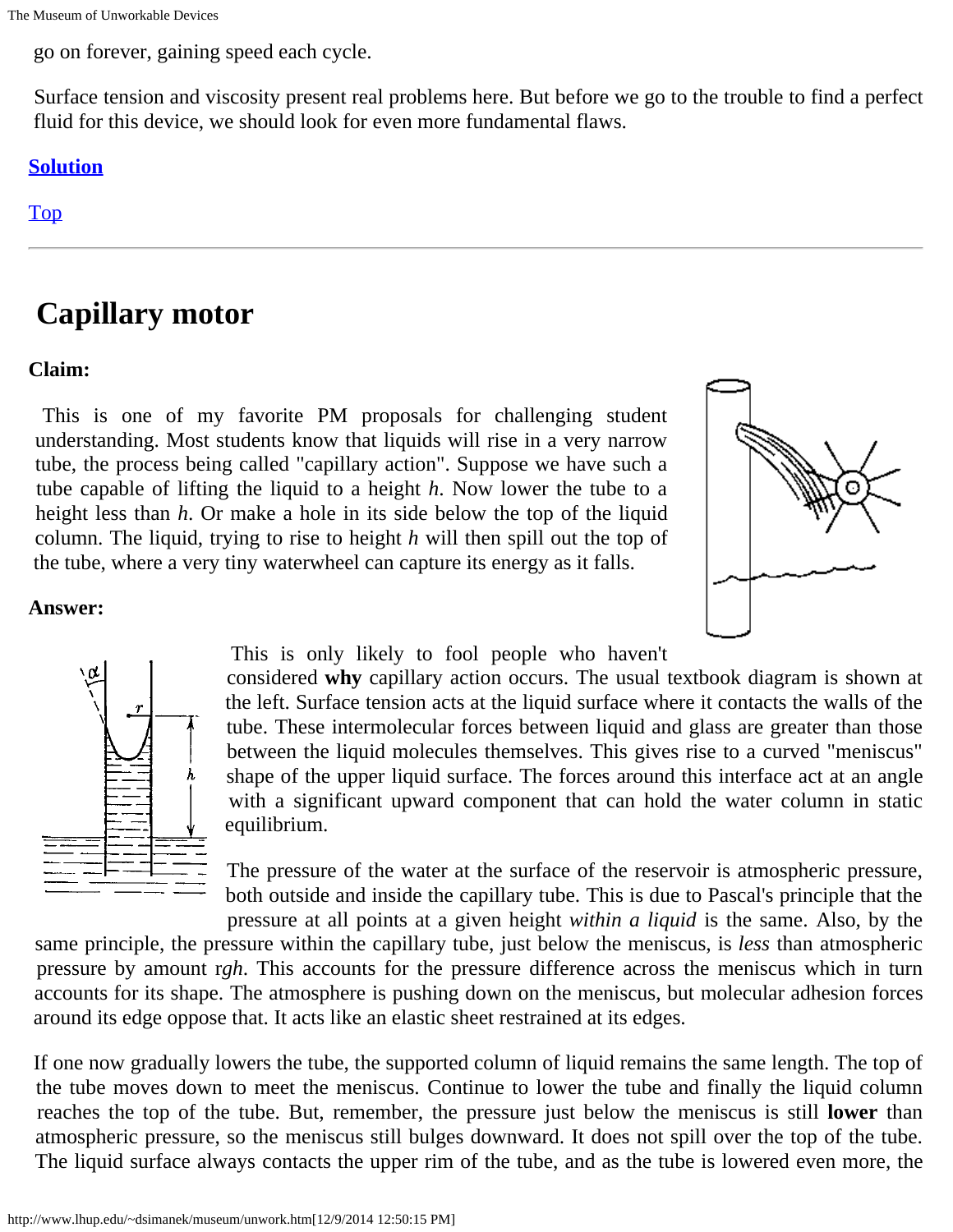go on forever, gaining speed each cycle.

Surface tension and viscosity present real problems here. But before we go to the trouble to find a perfect fluid for this device, we should look for even more fundamental flaws.

**Solution**

Top

---

# Capillary motor

**Claim:**

This is one of my favorite PM proposals for challenging student understanding. Most students know that liquids will rise in a very narrow tube, the process being called "capillary action". Suppose we have such a tube capable of lifting the liquid to a height *h*. Now lower the tube to a height less than *h*. Or make a hole in its side below the top of the liquid column. The liquid, trying to rise to height *h* will then spill out the top of the tube, where a very tiny waterwheel can capture its energy as it falls.

**Answer:**

This is only likely to fool people who haven't considered **why** capillary action occurs. The usual textbook diagram is shown at the left. Surface tension acts at the liquid surface where it contacts the walls of the tube. These intermolecular forces between liquid and glass are greater than those between the liquid molecules themselves. This gives rise to a curved "meniscus" shape of the upper liquid surface. The forces around this interface act at an angle with a significant upward component that can hold the water column in static equilibrium.

The pressure of the water at the surface of the reservoir is atmospheric pressure, both outside and inside the capillary tube. This is due to Pascal's principle that the pressure at all points at a given height *within a liquid* is the same. Also, by the same principle, the pressure within the capillary tube, just below the meniscus, is *less* than atmospheric pressure by amount r*gh*. This accounts for the pressure difference across the meniscus which in turn accounts for its shape. The atmosphere is pushing down on the meniscus, but molecular adhesion forces around its edge oppose that. It acts like an elastic sheet restrained at its edges.

If one now gradually lowers the tube, the supported column of liquid remains the same length. The top of the tube moves down to meet the meniscus. Continue to lower the tube and finally the liquid column reaches the top of the tube. But, remember, the pressure just below the meniscus is still **lower** than atmospheric pressure, so the meniscus still bulges downward. It does not spill over the top of the tube. The liquid surface always contacts the upper rim of the tube, and as the tube is lowered even more, the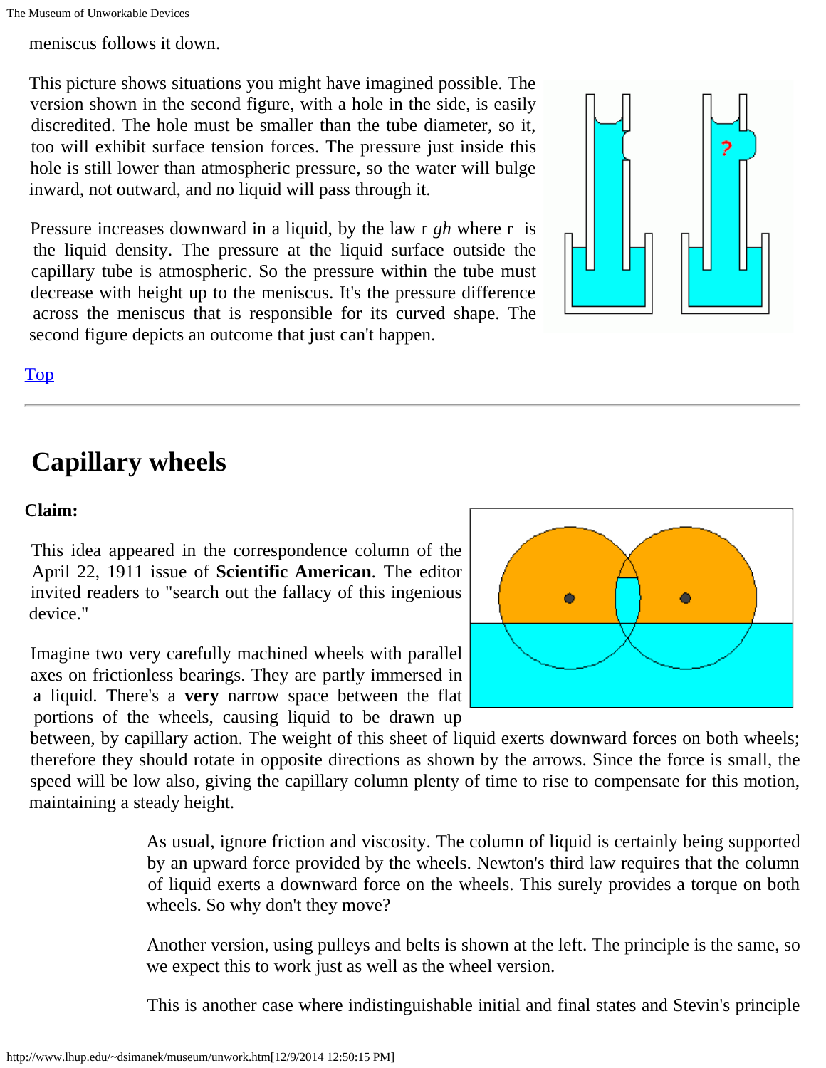meniscus follows it down.

This picture shows situations you might have imagined possible. The version shown in the second figure, with a hole in the side, is easily discredited. The hole must be smaller than the tube diameter, so it, too will exhibit surface tension forces. The pressure just inside this hole is still lower than atmospheric pressure, so the water will bulge inward, not outward, and no liquid will pass through it.

Pressure increases downward in a liquid, by the law r *gh* where r is the liquid density. The pressure at the liquid surface outside the capillary tube is atmospheric. So the pressure within the tube must decrease with height up to the meniscus. It's the pressure difference across the meniscus that is responsible for its curved shape. The second figure depicts an outcome that just can't happen.

Top

---

## Capillary wheels

**Claim:**

This idea appeared in the correspondence column of the April 22, 1911 issue of **Scientific American**. The editor invited readers to "search out the fallacy of this ingenious device."

Imagine two very carefully machined wheels with parallel axes on frictionless bearings. They are partly immersed in a liquid. There's a **very** narrow space between the flat portions of the wheels, causing liquid to be drawn up between, by capillary action. The weight of this sheet of liquid exerts downward forces on both wheels; therefore they should rotate in opposite directions as shown by the arrows. Since the force is small, the speed will be low also, giving the capillary column plenty of time to rise to compensate for this motion, maintaining a steady height.

As usual, ignore friction and viscosity. The column of liquid is certainly being supported by an upward force provided by the wheels. Newton's third law requires that the column of liquid exerts a downward force on the wheels. This surely provides a torque on both wheels. So why don't they move?

Another version, using pulleys and belts is shown at the left. The principle is the same, so we expect this to work just as well as the wheel version.

This is another case where indistinguishable initial and final states and Stevin's principle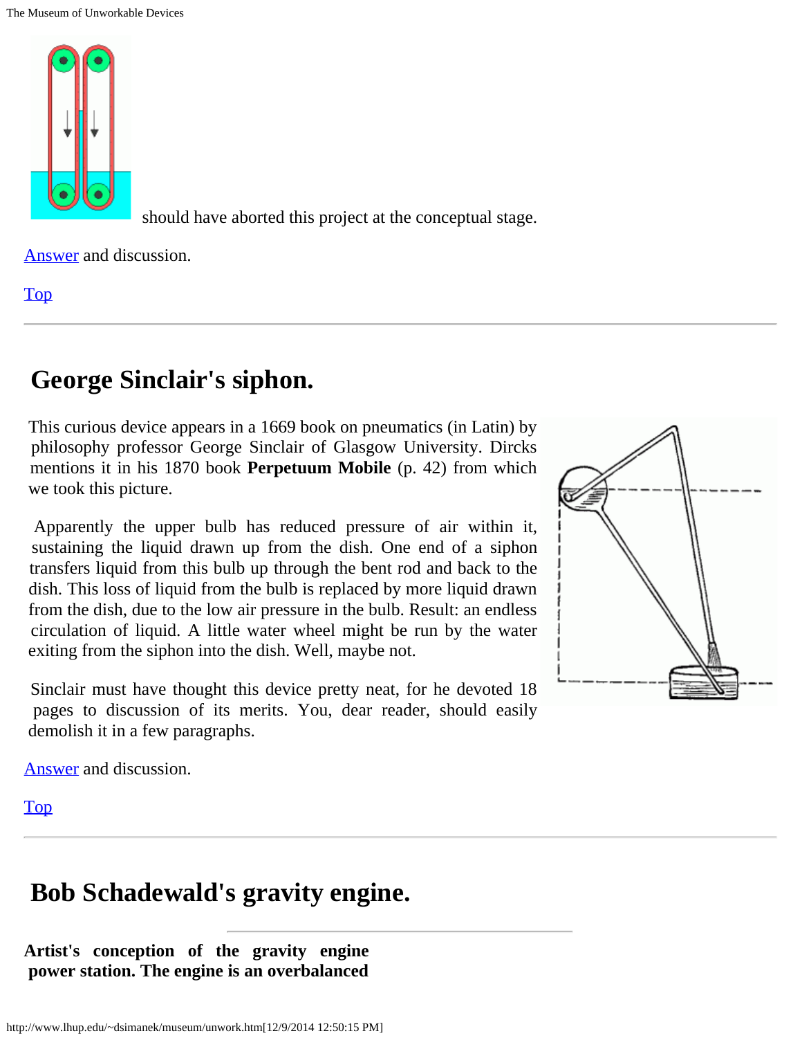should have aborted this project at the conceptual stage.

Answer and discussion.

Top

---

## George Sinclair's siphon.

This curious device appears in a 1669 book on pneumatics (in Latin) by philosophy professor George Sinclair of Glasgow University. Dircks mentions it in his 1870 book **Perpetuum Mobile** (p. 42) from which we took this picture.

Apparently the upper bulb has reduced pressure of air within it, sustaining the liquid drawn up from the dish. One end of a siphon transfers liquid from this bulb up through the bent rod and back to the dish. This loss of liquid from the bulb is replaced by more liquid drawn from the dish, due to the low air pressure in the bulb. Result: an endless circulation of liquid. A little water wheel might be run by the water exiting from the siphon into the dish. Well, maybe not.

Sinclair must have thought this device pretty neat, for he devoted 18 pages to discussion of its merits. You, dear reader, should easily demolish it in a few paragraphs.

Answer and discussion.

Top

---

## Bob Schadewald's gravity engine.

---

**Artist's conception of the gravity engine power station. The engine is an overbalanced**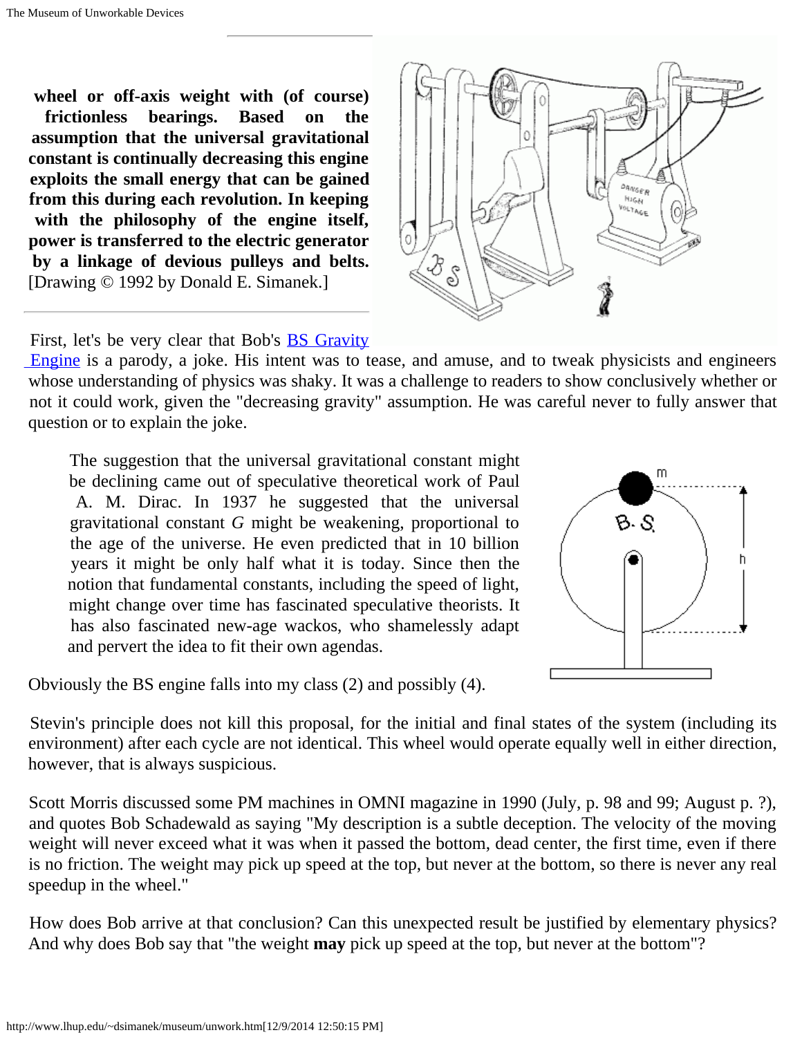**wheel or off-axis weight with (of course) frictionless bearings. Based on the assumption that the universal gravitational constant is continually decreasing this engine exploits the small energy that can be gained from this during each revolution. In keeping with the philosophy of the engine itself, power is transferred to the electric generator by a linkage of devious pulleys and belts.** [Drawing © 1992 by Donald E. Simanek.]

First, let's be very clear that Bob's [BS Gravity Engine] is a parody, a joke. His intent was to tease, and amuse, and to tweak physicists and engineers whose understanding of physics was shaky. It was a challenge to readers to show conclusively whether or not it could work, given the "decreasing gravity" assumption. He was careful never to fully answer that question or to explain the joke.

> The suggestion that the universal gravitational constant might be declining came out of speculative theoretical work of Paul A. M. Dirac. In 1937 he suggested that the universal gravitational constant *G* might be weakening, proportional to the age of the universe. He even predicted that in 10 billion years it might be only half what it is today. Since then the notion that fundamental constants, including the speed of light, might change over time has fascinated speculative theorists. It has also fascinated new-age wackos, who shamelessly adapt and pervert the idea to fit their own agendas.

Obviously the BS engine falls into my class (2) and possibly (4).

Stevin's principle does not kill this proposal, for the initial and final states of the system (including its environment) after each cycle are not identical. This wheel would operate equally well in either direction, however, that is always suspicious.

Scott Morris discussed some PM machines in OMNI magazine in 1990 (July, p. 98 and 99; August p. ?), and quotes Bob Schadewald as saying "My description is a subtle deception. The velocity of the moving weight will never exceed what it was when it passed the bottom, dead center, the first time, even if there is no friction. The weight may pick up speed at the top, but never at the bottom, so there is never any real speedup in the wheel."

How does Bob arrive at that conclusion? Can this unexpected result be justified by elementary physics? And why does Bob say that "the weight **may** pick up speed at the top, but never at the bottom"?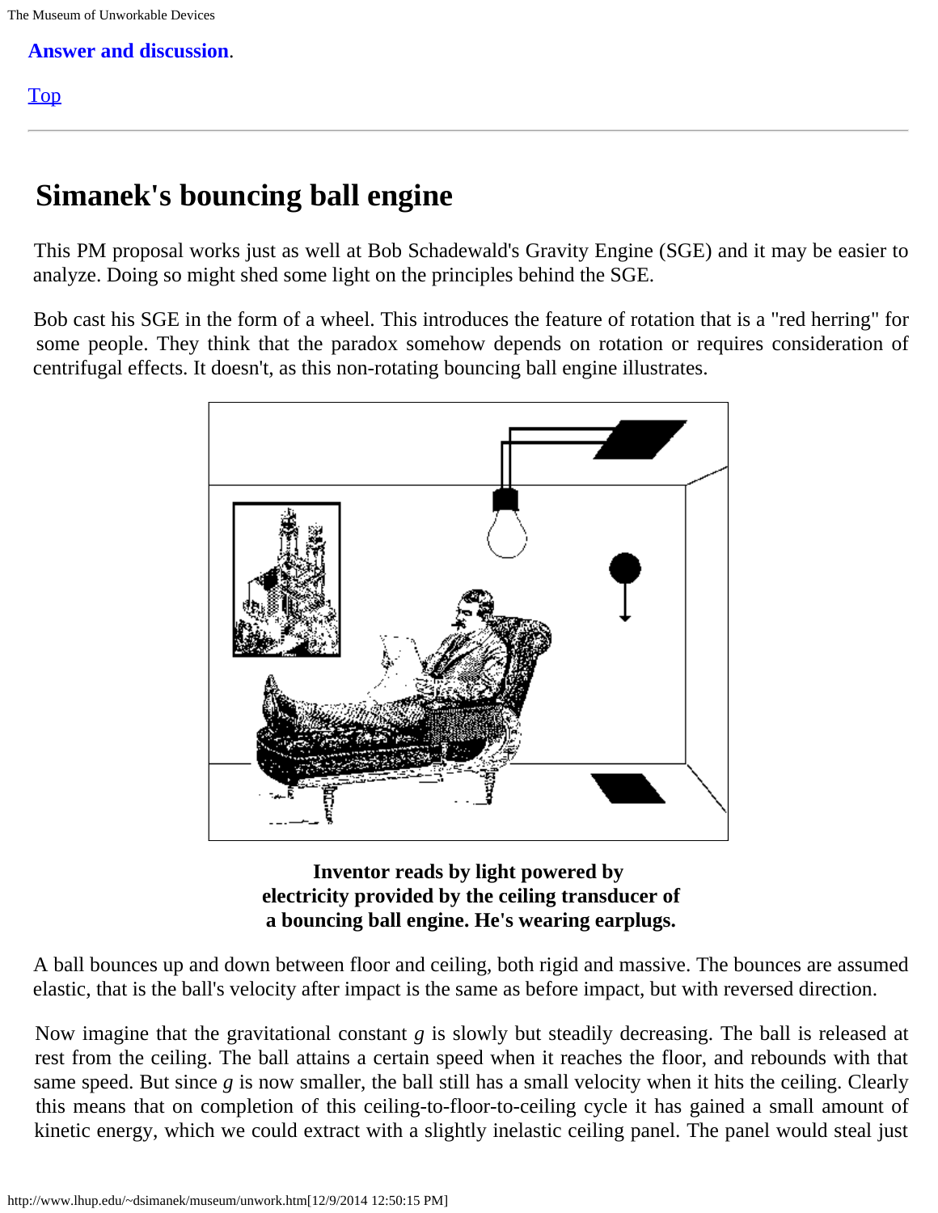**Answer and discussion**.

Top

---

# Simanek's bouncing ball engine

This PM proposal works just as well at Bob Schadewald's Gravity Engine (SGE) and it may be easier to analyze. Doing so might shed some light on the principles behind the SGE.

Bob cast his SGE in the form of a wheel. This introduces the feature of rotation that is a "red herring" for some people. They think that the paradox somehow depends on rotation or requires consideration of centrifugal effects. It doesn't, as this non-rotating bouncing ball engine illustrates.

**Inventor reads by light powered by electricity provided by the ceiling transducer of a bouncing ball engine. He's wearing earplugs.**

A ball bounces up and down between floor and ceiling, both rigid and massive. The bounces are assumed elastic, that is the ball's velocity after impact is the same as before impact, but with reversed direction.

Now imagine that the gravitational constant $g$ is slowly but steadily decreasing. The ball is released at rest from the ceiling. The ball attains a certain speed when it reaches the floor, and rebounds with that same speed. But since $g$ is now smaller, the ball still has a small velocity when it hits the ceiling. Clearly this means that on completion of this ceiling-to-floor-to-ceiling cycle it has gained a small amount of kinetic energy, which we could extract with a slightly inelastic ceiling panel. The panel would steal just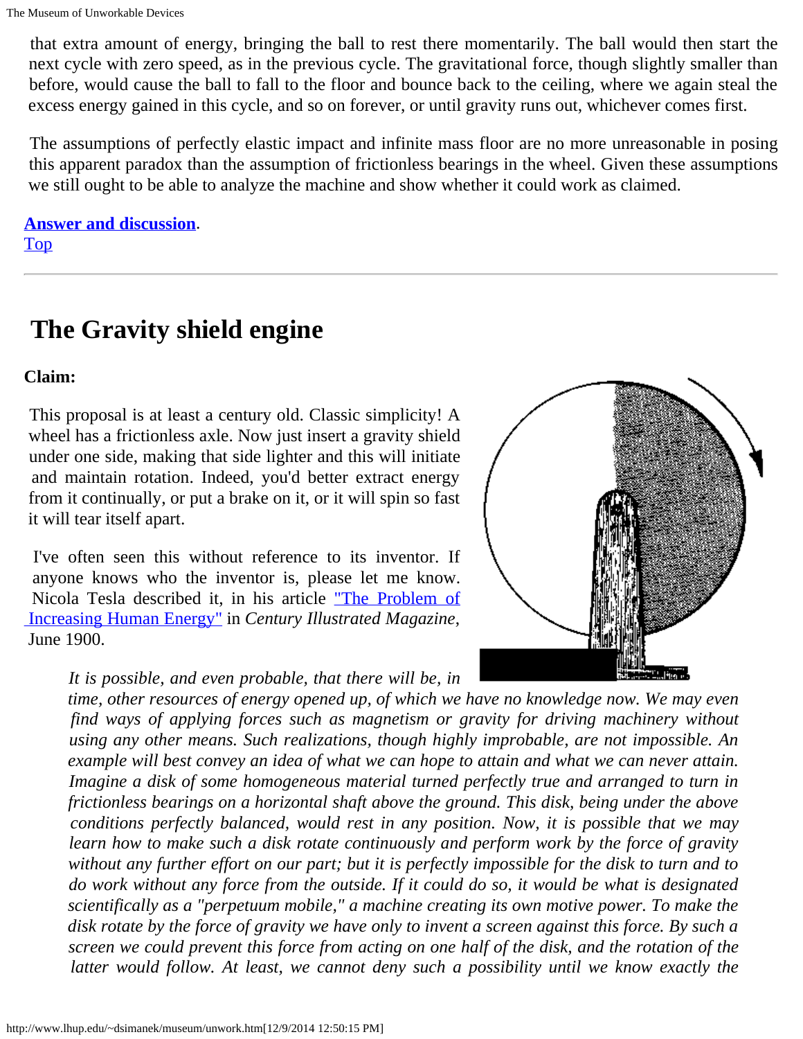that extra amount of energy, bringing the ball to rest there momentarily. The ball would then start the next cycle with zero speed, as in the previous cycle. The gravitational force, though slightly smaller than before, would cause the ball to fall to the floor and bounce back to the ceiling, where we again steal the excess energy gained in this cycle, and so on forever, or until gravity runs out, whichever comes first.

The assumptions of perfectly elastic impact and infinite mass floor are no more unreasonable in posing this apparent paradox than the assumption of frictionless bearings in the wheel. Given these assumptions we still ought to be able to analyze the machine and show whether it could work as claimed.

**Answer and discussion**.
Top

---

# The Gravity shield engine

**Claim:**

This proposal is at least a century old. Classic simplicity! A wheel has a frictionless axle. Now just insert a gravity shield under one side, making that side lighter and this will initiate and maintain rotation. Indeed, you'd better extract energy from it continually, or put a brake on it, or it will spin so fast it will tear itself apart.

I've often seen this without reference to its inventor. If anyone knows who the inventor is, please let me know. Nicola Tesla described it, in his article "The Problem of Increasing Human Energy" in *Century Illustrated Magazine*, June 1900.

> *It is possible, and even probable, that there will be, in time, other resources of energy opened up, of which we have no knowledge now. We may even find ways of applying forces such as magnetism or gravity for driving machinery without using any other means. Such realizations, though highly improbable, are not impossible. An example will best convey an idea of what we can hope to attain and what we can never attain. Imagine a disk of some homogeneous material turned perfectly true and arranged to turn in frictionless bearings on a horizontal shaft above the ground. This disk, being under the above conditions perfectly balanced, would rest in any position. Now, it is possible that we may learn how to make such a disk rotate continuously and perform work by the force of gravity without any further effort on our part; but it is perfectly impossible for the disk to turn and to do work without any force from the outside. If it could do so, it would be what is designated scientifically as a "perpetuum mobile," a machine creating its own motive power. To make the disk rotate by the force of gravity we have only to invent a screen against this force. By such a screen we could prevent this force from acting on one half of the disk, and the rotation of the latter would follow. At least, we cannot deny such a possibility until we know exactly the*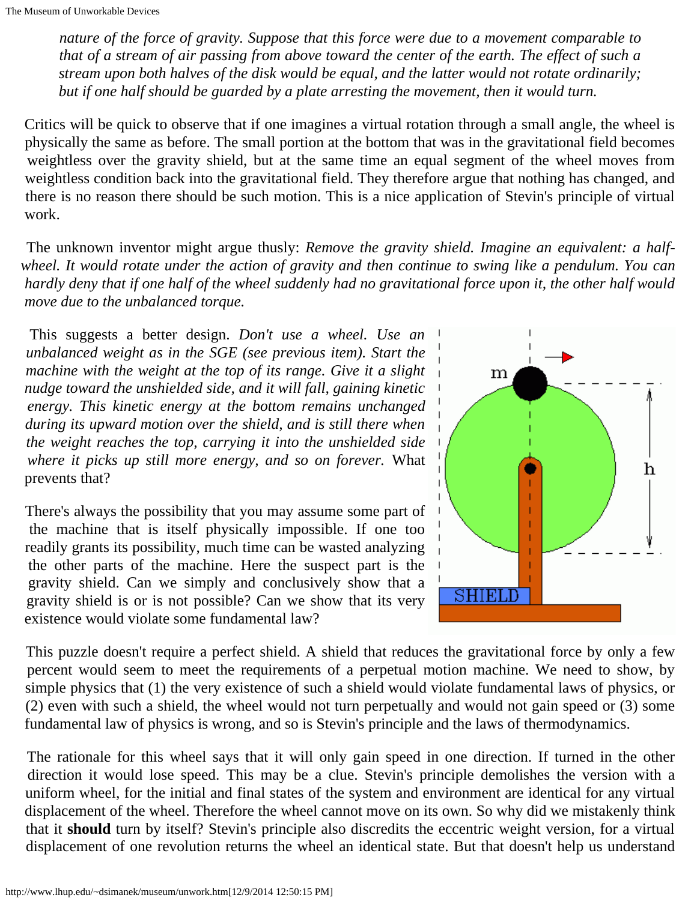*nature of the force of gravity. Suppose that this force were due to a movement comparable to that of a stream of air passing from above toward the center of the earth. The effect of such a stream upon both halves of the disk would be equal, and the latter would not rotate ordinarily; but if one half should be guarded by a plate arresting the movement, then it would turn.*

Critics will be quick to observe that if one imagines a virtual rotation through a small angle, the wheel is physically the same as before. The small portion at the bottom that was in the gravitational field becomes weightless over the gravity shield, but at the same time an equal segment of the wheel moves from weightless condition back into the gravitational field. They therefore argue that nothing has changed, and there is no reason there should be such motion. This is a nice application of Stevin's principle of virtual work.

The unknown inventor might argue thusly: *Remove the gravity shield. Imagine an equivalent: a half-wheel. It would rotate under the action of gravity and then continue to swing like a pendulum. You can hardly deny that if one half of the wheel suddenly had no gravitational force upon it, the other half would move due to the unbalanced torque.*

This suggests a better design. *Don't use a wheel. Use an unbalanced weight as in the SGE (see previous item). Start the machine with the weight at the top of its range. Give it a slight nudge toward the unshielded side, and it will fall, gaining kinetic energy. This kinetic energy at the bottom remains unchanged during its upward motion over the shield, and is still there when the weight reaches the top, carrying it into the unshielded side where it picks up still more energy, and so on forever.* What prevents that?

There's always the possibility that you may assume some part of the machine that is itself physically impossible. If one too readily grants its possibility, much time can be wasted analyzing the other parts of the machine. Here the suspect part is the gravity shield. Can we simply and conclusively show that a gravity shield is or is not possible? Can we show that its very existence would violate some fundamental law?

This puzzle doesn't require a perfect shield. A shield that reduces the gravitational force by only a few percent would seem to meet the requirements of a perpetual motion machine. We need to show, by simple physics that (1) the very existence of such a shield would violate fundamental laws of physics, or (2) even with such a shield, the wheel would not turn perpetually and would not gain speed or (3) some fundamental law of physics is wrong, and so is Stevin's principle and the laws of thermodynamics.

The rationale for this wheel says that it will only gain speed in one direction. If turned in the other direction it would lose speed. This may be a clue. Stevin's principle demolishes the version with a uniform wheel, for the initial and final states of the system and environment are identical for any virtual displacement of the wheel. Therefore the wheel cannot move on its own. So why did we mistakenly think that it **should** turn by itself? Stevin's principle also discredits the eccentric weight version, for a virtual displacement of one revolution returns the wheel an identical state. But that doesn't help us understand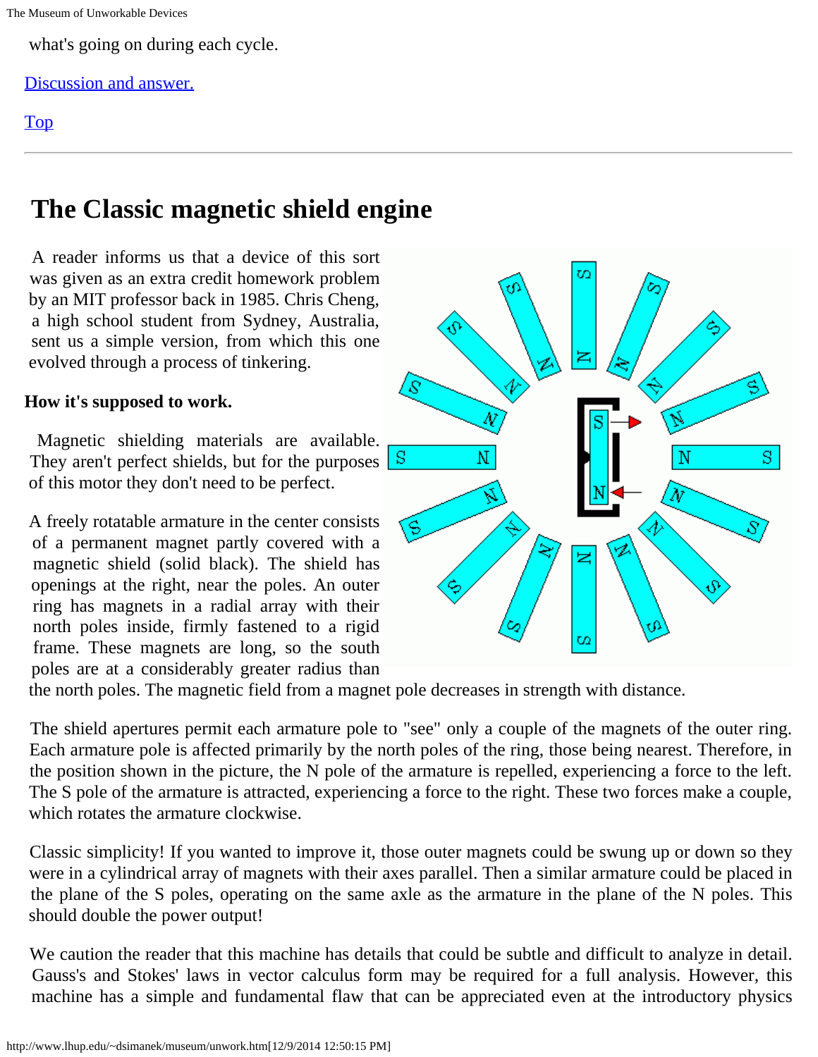what's going on during each cycle.

Discussion and answer.

Top

---

## The Classic magnetic shield engine

A reader informs us that a device of this sort was given as an extra credit homework problem by an MIT professor back in 1985. Chris Cheng, a high school student from Sydney, Australia, sent us a simple version, from which this one evolved through a process of tinkering.

**How it's supposed to work.**

Magnetic shielding materials are available. They aren't perfect shields, but for the purposes of this motor they don't need to be perfect.

A freely rotatable armature in the center consists of a permanent magnet partly covered with a magnetic shield (solid black). The shield has openings at the right, near the poles. An outer ring has magnets in a radial array with their north poles inside, firmly fastened to a rigid frame. These magnets are long, so the south poles are at a considerably greater radius than the north poles. The magnetic field from a magnet pole decreases in strength with distance.

The shield apertures permit each armature pole to "see" only a couple of the magnets of the outer ring. Each armature pole is affected primarily by the north poles of the ring, those being nearest. Therefore, in the position shown in the picture, the N pole of the armature is repelled, experiencing a force to the left. The S pole of the armature is attracted, experiencing a force to the right. These two forces make a couple, which rotates the armature clockwise.

Classic simplicity! If you wanted to improve it, those outer magnets could be swung up or down so they were in a cylindrical array of magnets with their axes parallel. Then a similar armature could be placed in the plane of the S poles, operating on the same axle as the armature in the plane of the N poles. This should double the power output!

We caution the reader that this machine has details that could be subtle and difficult to analyze in detail. Gauss's and Stokes' laws in vector calculus form may be required for a full analysis. However, this machine has a simple and fundamental flaw that can be appreciated even at the introductory physics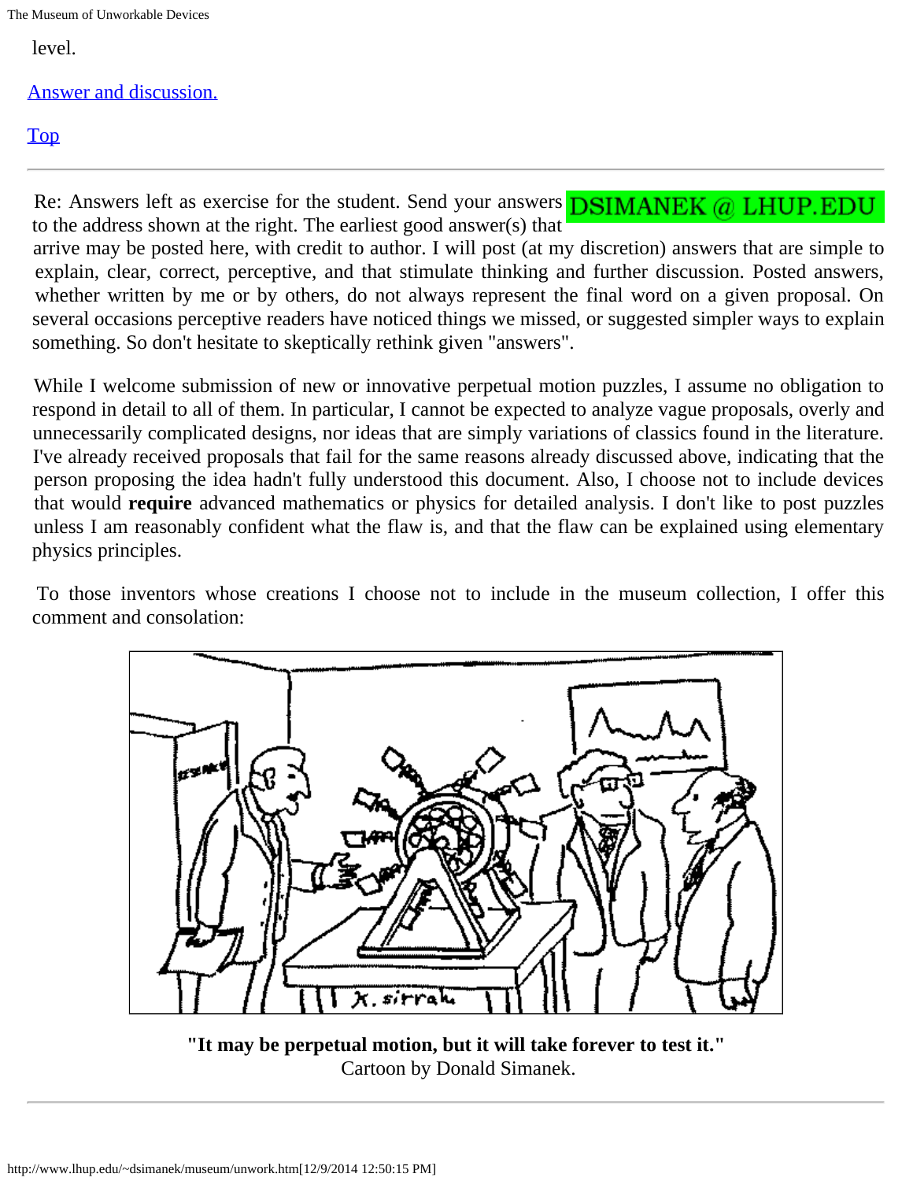level.

Answer and discussion.

Top

---

Re: Answers left as exercise for the student. Send your answers to the address shown at the right. The earliest good answer(s) that arrive may be posted here, with credit to author. I will post (at my discretion) answers that are simple to explain, clear, correct, perceptive, and that stimulate thinking and further discussion. Posted answers, whether written by me or by others, do not always represent the final word on a given proposal. On several occasions perceptive readers have noticed things we missed, or suggested simpler ways to explain something. So don't hesitate to skeptically rethink given "answers".

DSIMANEK @ LHUP.EDU

While I welcome submission of new or innovative perpetual motion puzzles, I assume no obligation to respond in detail to all of them. In particular, I cannot be expected to analyze vague proposals, overly and unnecessarily complicated designs, nor ideas that are simply variations of classics found in the literature. I've already received proposals that fail for the same reasons already discussed above, indicating that the person proposing the idea hadn't fully understood this document. Also, I choose not to include devices that would **require** advanced mathematics or physics for detailed analysis. I don't like to post puzzles unless I am reasonably confident what the flaw is, and that the flaw can be explained using elementary physics principles.

To those inventors whose creations I choose not to include in the museum collection, I offer this comment and consolation:

**"It may be perpetual motion, but it will take forever to test it."**
Cartoon by Donald Simanek.

---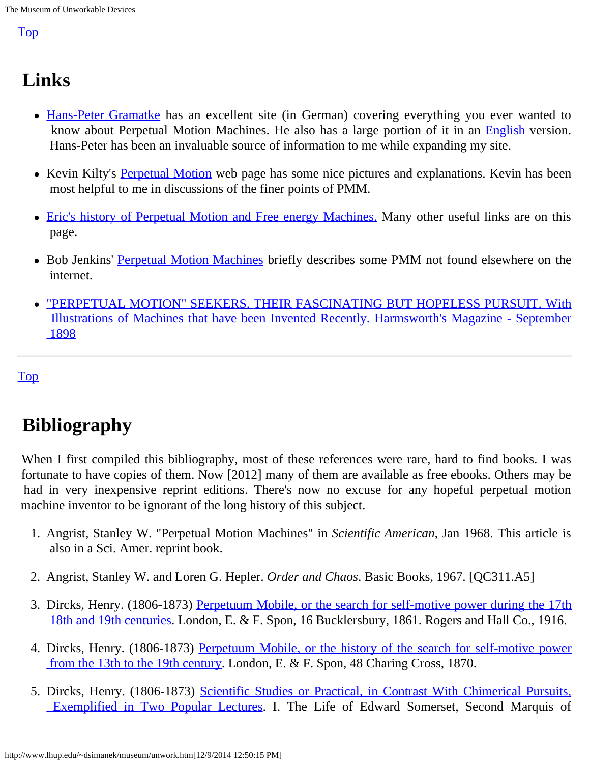Top

## Links

- Hans-Peter Gramatke has an excellent site (in German) covering everything you ever wanted to know about Perpetual Motion Machines. He also has a large portion of it in an English version. Hans-Peter has been an invaluable source of information to me while expanding my site.

- Kevin Kilty's Perpetual Motion web page has some nice pictures and explanations. Kevin has been most helpful to me in discussions of the finer points of PMM.

- Eric's history of Perpetual Motion and Free energy Machines. Many other useful links are on this page.

- Bob Jenkins' Perpetual Motion Machines briefly describes some PMM not found elsewhere on the internet.

- "PERPETUAL MOTION" SEEKERS. THEIR FASCINATING BUT HOPELESS PURSUIT. With Illustrations of Machines that have been Invented Recently. Harmsworth's Magazine - September 1898

---

Top

## Bibliography

When I first compiled this bibliography, most of these references were rare, hard to find books. I was fortunate to have copies of them. Now [2012] many of them are available as free ebooks. Others may be had in very inexpensive reprint editions. There's now no excuse for any hopeful perpetual motion machine inventor to be ignorant of the long history of this subject.

1. Angrist, Stanley W. "Perpetual Motion Machines" in *Scientific American*, Jan 1968. This article is also in a Sci. Amer. reprint book.

2. Angrist, Stanley W. and Loren G. Hepler. *Order and Chaos*. Basic Books, 1967. [QC311.A5]

3. Dircks, Henry. (1806-1873) Perpetuum Mobile, or the search for self-motive power during the 17th 18th and 19th centuries. London, E. & F. Spon, 16 Bucklersbury, 1861. Rogers and Hall Co., 1916.

4. Dircks, Henry. (1806-1873) Perpetuum Mobile, or the history of the search for self-motive power from the 13th to the 19th century. London, E. & F. Spon, 48 Charing Cross, 1870.

5. Dircks, Henry. (1806-1873) Scientific Studies or Practical, in Contrast With Chimerical Pursuits, Exemplified in Two Popular Lectures. I. The Life of Edward Somerset, Second Marquis of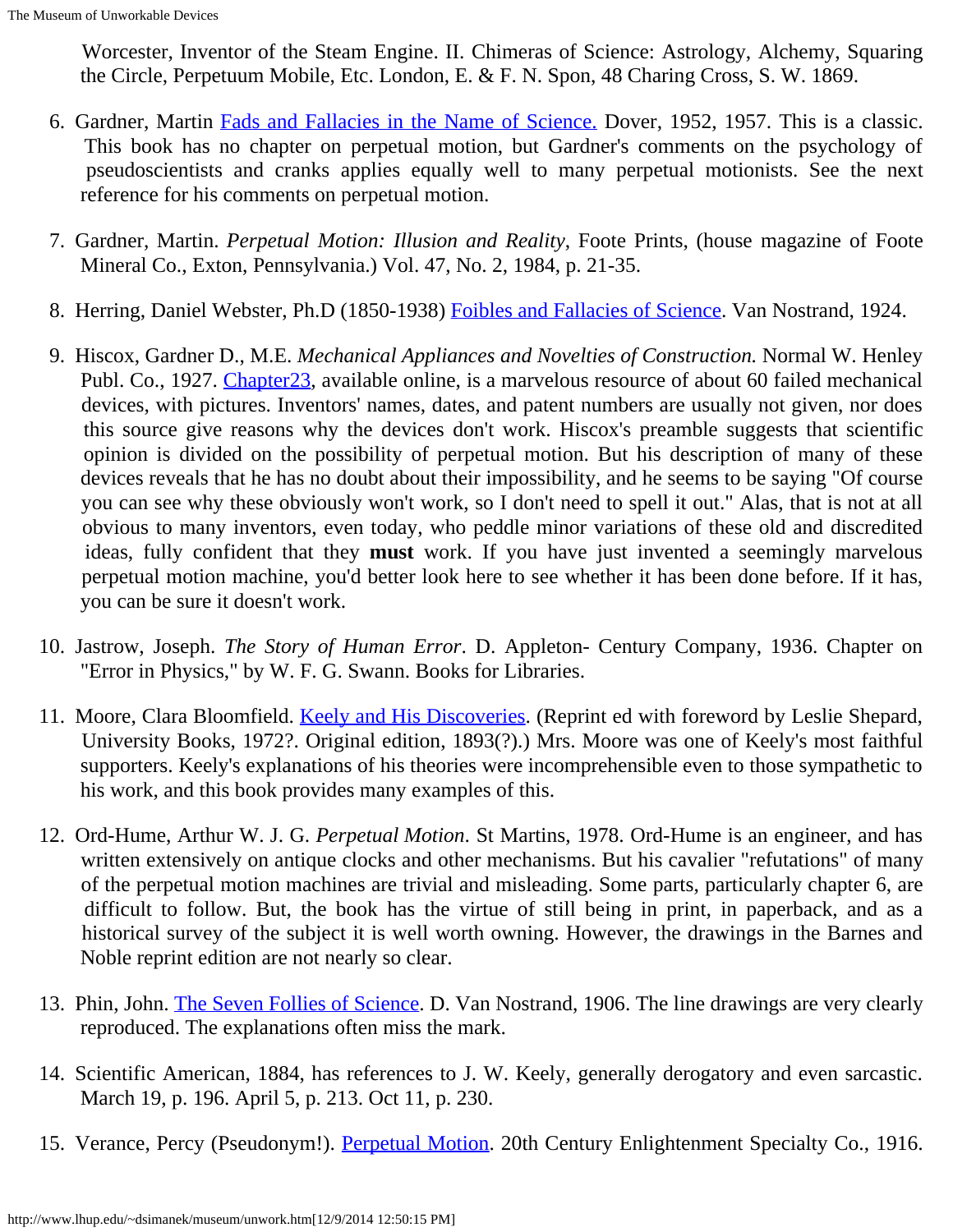Worcester, Inventor of the Steam Engine. II. Chimeras of Science: Astrology, Alchemy, Squaring the Circle, Perpetuum Mobile, Etc. London, E. & F. N. Spon, 48 Charing Cross, S. W. 1869.

6. Gardner, Martin Fads and Fallacies in the Name of Science. Dover, 1952, 1957. This is a classic. This book has no chapter on perpetual motion, but Gardner's comments on the psychology of pseudoscientists and cranks applies equally well to many perpetual motionists. See the next reference for his comments on perpetual motion.

7. Gardner, Martin. *Perpetual Motion: Illusion and Reality*, Foote Prints, (house magazine of Foote Mineral Co., Exton, Pennsylvania.) Vol. 47, No. 2, 1984, p. 21-35.

8. Herring, Daniel Webster, Ph.D (1850-1938) Foibles and Fallacies of Science. Van Nostrand, 1924.

9. Hiscox, Gardner D., M.E. *Mechanical Appliances and Novelties of Construction.* Normal W. Henley Publ. Co., 1927. Chapter23, available online, is a marvelous resource of about 60 failed mechanical devices, with pictures. Inventors' names, dates, and patent numbers are usually not given, nor does this source give reasons why the devices don't work. Hiscox's preamble suggests that scientific opinion is divided on the possibility of perpetual motion. But his description of many of these devices reveals that he has no doubt about their impossibility, and he seems to be saying "Of course you can see why these obviously won't work, so I don't need to spell it out." Alas, that is not at all obvious to many inventors, even today, who peddle minor variations of these old and discredited ideas, fully confident that they **must** work. If you have just invented a seemingly marvelous perpetual motion machine, you'd better look here to see whether it has been done before. If it has, you can be sure it doesn't work.

10. Jastrow, Joseph. *The Story of Human Error*. D. Appleton- Century Company, 1936. Chapter on "Error in Physics," by W. F. G. Swann. Books for Libraries.

11. Moore, Clara Bloomfield. Keely and His Discoveries. (Reprint ed with foreword by Leslie Shepard, University Books, 1972?. Original edition, 1893(?).) Mrs. Moore was one of Keely's most faithful supporters. Keely's explanations of his theories were incomprehensible even to those sympathetic to his work, and this book provides many examples of this.

12. Ord-Hume, Arthur W. J. G. *Perpetual Motion*. St Martins, 1978. Ord-Hume is an engineer, and has written extensively on antique clocks and other mechanisms. But his cavalier "refutations" of many of the perpetual motion machines are trivial and misleading. Some parts, particularly chapter 6, are difficult to follow. But, the book has the virtue of still being in print, in paperback, and as a historical survey of the subject it is well worth owning. However, the drawings in the Barnes and Noble reprint edition are not nearly so clear.

13. Phin, John. The Seven Follies of Science. D. Van Nostrand, 1906. The line drawings are very clearly reproduced. The explanations often miss the mark.

14. Scientific American, 1884, has references to J. W. Keely, generally derogatory and even sarcastic. March 19, p. 196. April 5, p. 213. Oct 11, p. 230.

15. Verance, Percy (Pseudonym!). Perpetual Motion. 20th Century Enlightenment Specialty Co., 1916.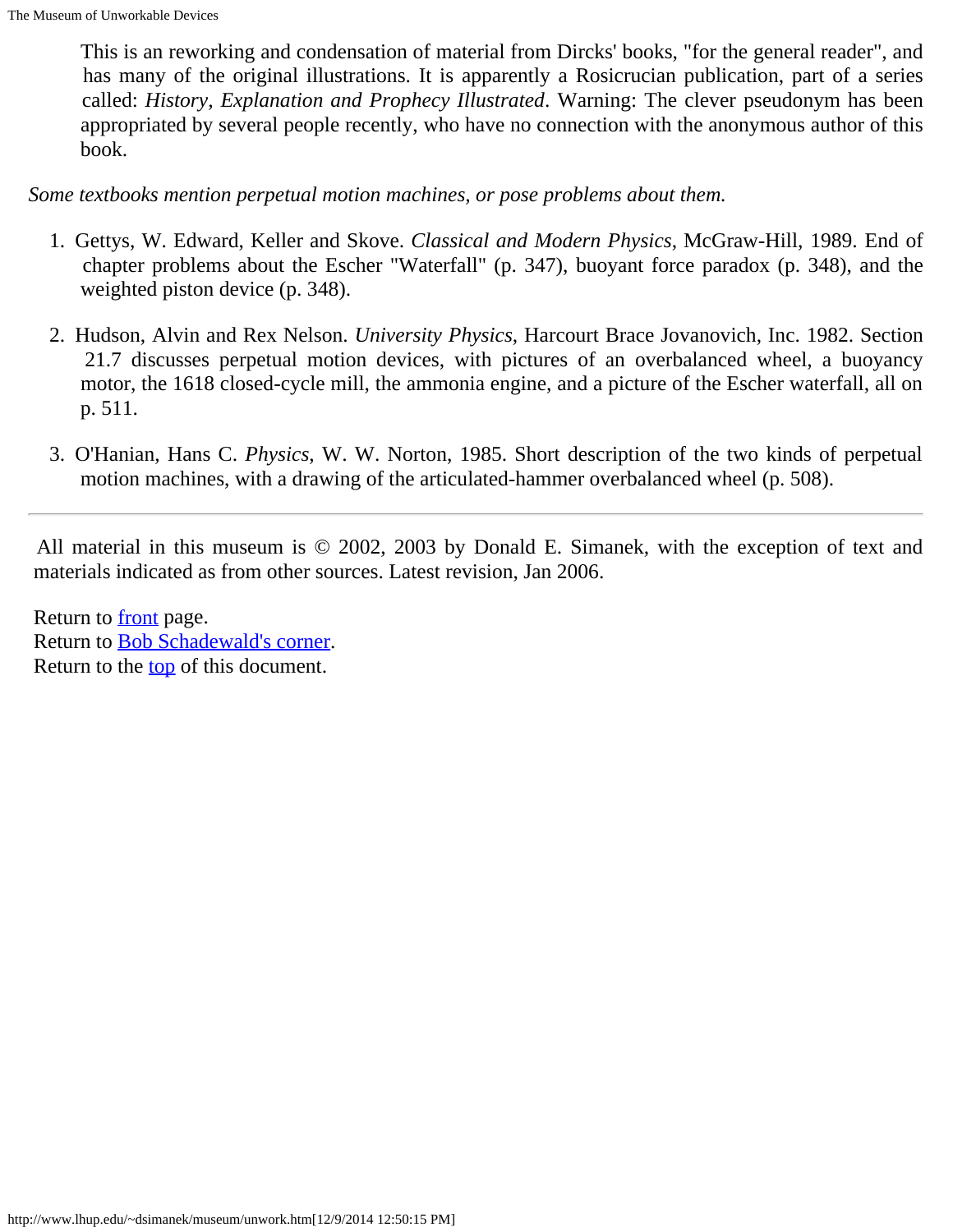This is an reworking and condensation of material from Dircks' books, "for the general reader", and has many of the original illustrations. It is apparently a Rosicrucian publication, part of a series called: *History, Explanation and Prophecy Illustrated*. Warning: The clever pseudonym has been appropriated by several people recently, who have no connection with the anonymous author of this book.

*Some textbooks mention perpetual motion machines, or pose problems about them.*

1. Gettys, W. Edward, Keller and Skove. *Classical and Modern Physics*, McGraw-Hill, 1989. End of chapter problems about the Escher "Waterfall" (p. 347), buoyant force paradox (p. 348), and the weighted piston device (p. 348).
2. Hudson, Alvin and Rex Nelson. *University Physics*, Harcourt Brace Jovanovich, Inc. 1982. Section 21.7 discusses perpetual motion devices, with pictures of an overbalanced wheel, a buoyancy motor, the 1618 closed-cycle mill, the ammonia engine, and a picture of the Escher waterfall, all on p. 511.
3. O'Hanian, Hans C. *Physics*, W. W. Norton, 1985. Short description of the two kinds of perpetual motion machines, with a drawing of the articulated-hammer overbalanced wheel (p. 508).

---

All material in this museum is © 2002, 2003 by Donald E. Simanek, with the exception of text and materials indicated as from other sources. Latest revision, Jan 2006.

Return to front page.
Return to Bob Schadewald's corner.
Return to the top of this document.